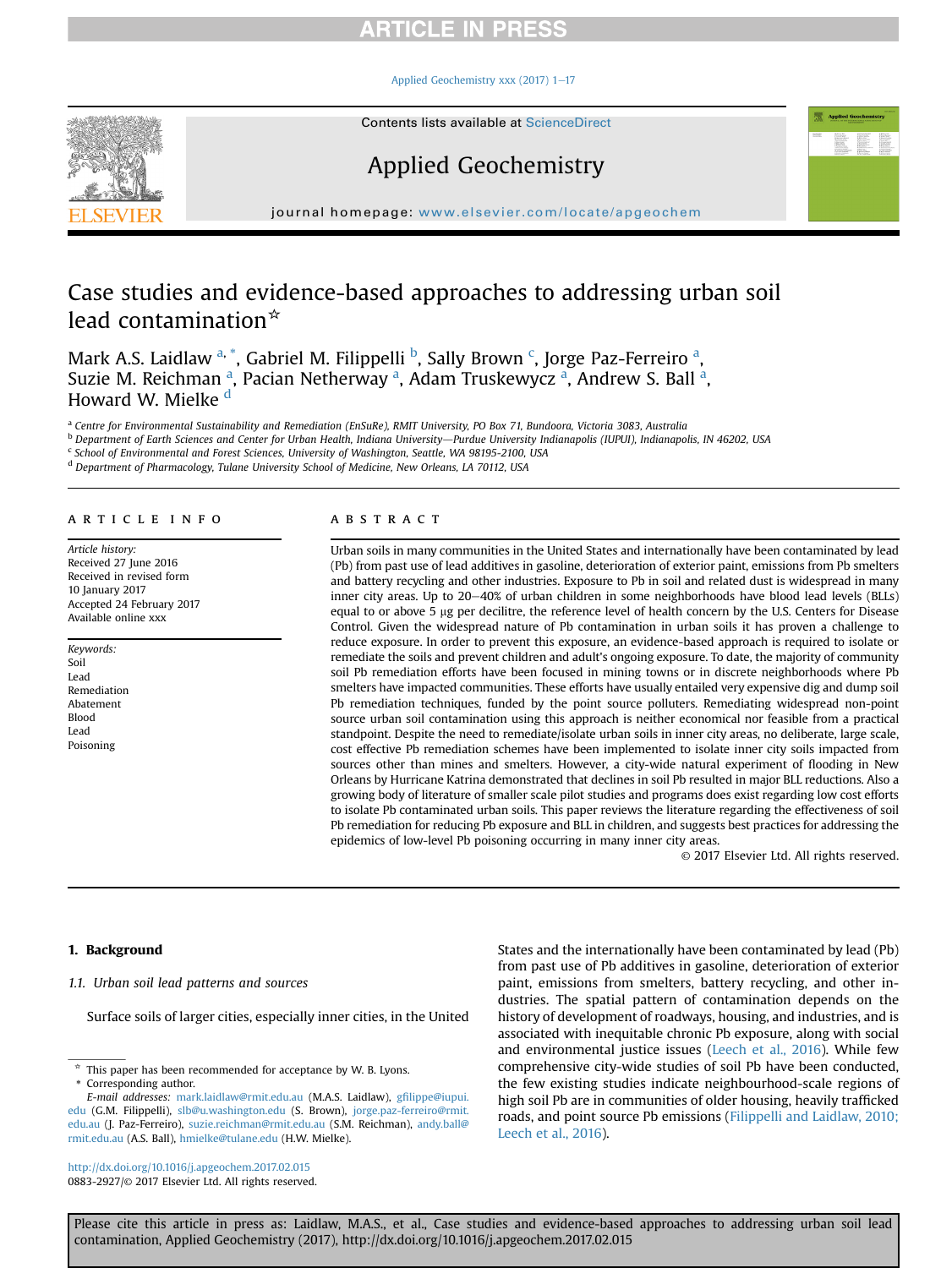# Case studies and evidence-based approaches to addressing urban soil lead contamination ☆

Mark A.S. Laidlaw [a,*], Gabriel M. Filippelli [b], Sally Brown [c], Jorge Paz-Ferreiro [a], Suzie M. Reichman [a], Pacian Netherway [a], Adam Truskewycz [a], Andrew S. Ball [a], Howard W. Mielke [d]

[a] Centre for Environmental Sustainability and Remediation (EnSuRe), RMIT University, PO Box 71, Bundoora, Victoria 3083, Australia
[b] Department of Earth Sciences and Center for Urban Health, Indiana University—Purdue University Indianapolis (IUPUI), Indianapolis, IN 46202, USA
[c] School of Environmental and Forest Sciences, University of Washington, Seattle, WA 98195-2100, USA
[d] Department of Pharmacology, Tulane University School of Medicine, New Orleans, LA 70112, USA

## ARTICLE INFO

*Article history:*
Received 27 June 2016
Received in revised form 10 January 2017
Accepted 24 February 2017
Available online xxx

*Keywords:*
Soil
Lead
Remediation
Abatement
Blood
Lead
Poisoning

## ABSTRACT

Urban soils in many communities in the United States and internationally have been contaminated by lead (Pb) from past use of lead additives in gasoline, deterioration of exterior paint, emissions from Pb smelters and battery recycling and other industries. Exposure to Pb in soil and related dust is widespread in many inner city areas. Up to 20–40% of urban children in some neighborhoods have blood lead levels (BLLs) equal to or above 5 μg per decilitre, the reference level of health concern by the U.S. Centers for Disease Control. Given the widespread nature of Pb contamination in urban soils it has proven a challenge to reduce exposure. In order to prevent this exposure, an evidence-based approach is required to isolate or remediate the soils and prevent children and adult's ongoing exposure. To date, the majority of community soil Pb remediation efforts have been focused in mining towns or in discrete neighborhoods where Pb smelters have impacted communities. These efforts have usually entailed very expensive dig and dump soil Pb remediation techniques, funded by the point source polluters. Remediating widespread non-point source urban soil contamination using this approach is neither economical nor feasible from a practical standpoint. Despite the need to remediate/isolate urban soils in inner city areas, no deliberate, large scale, cost effective Pb remediation schemes have been implemented to isolate inner city soils impacted from sources other than mines and smelters. However, a city-wide natural experiment of flooding in New Orleans by Hurricane Katrina demonstrated that declines in soil Pb resulted in major BLL reductions. Also a growing body of literature of smaller scale pilot studies and programs does exist regarding low cost efforts to isolate Pb contaminated urban soils. This paper reviews the literature regarding the effectiveness of soil Pb remediation for reducing Pb exposure and BLL in children, and suggests best practices for addressing the epidemics of low-level Pb poisoning occurring in many inner city areas.

© 2017 Elsevier Ltd. All rights reserved.

## 1. Background

### 1.1. Urban soil lead patterns and sources

Surface soils of larger cities, especially inner cities, in the United States and the internationally have been contaminated by lead (Pb) from past use of Pb additives in gasoline, deterioration of exterior paint, emissions from smelters, battery recycling, and other industries. The spatial pattern of contamination depends on the history of development of roadways, housing, and industries, and is associated with inequitable chronic Pb exposure, along with social and environmental justice issues (Leech et al., 2016). While few comprehensive city-wide studies of soil Pb have been conducted, the few existing studies indicate neighbourhood-scale regions of high soil Pb are in communities of older housing, heavily trafficked roads, and point source Pb emissions (Filippelli and Laidlaw, 2010; Leech et al., 2016).

☆ This paper has been recommended for acceptance by W. B. Lyons.
\* Corresponding author.
*E-mail addresses:* mark.laidlaw@rmit.edu.au (M.A.S. Laidlaw), gfilippe@iupui.edu (G.M. Filippelli), slb@u.washington.edu (S. Brown), jorge.paz-ferreiro@rmit.edu.au (J. Paz-Ferreiro), suzie.reichman@rmit.edu.au (S.M. Reichman), andy.ball@rmit.edu.au (A.S. Ball), hmielke@tulane.edu (H.W. Mielke).

http://dx.doi.org/10.1016/j.apgeochem.2017.02.015
0883-2927/© 2017 Elsevier Ltd. All rights reserved.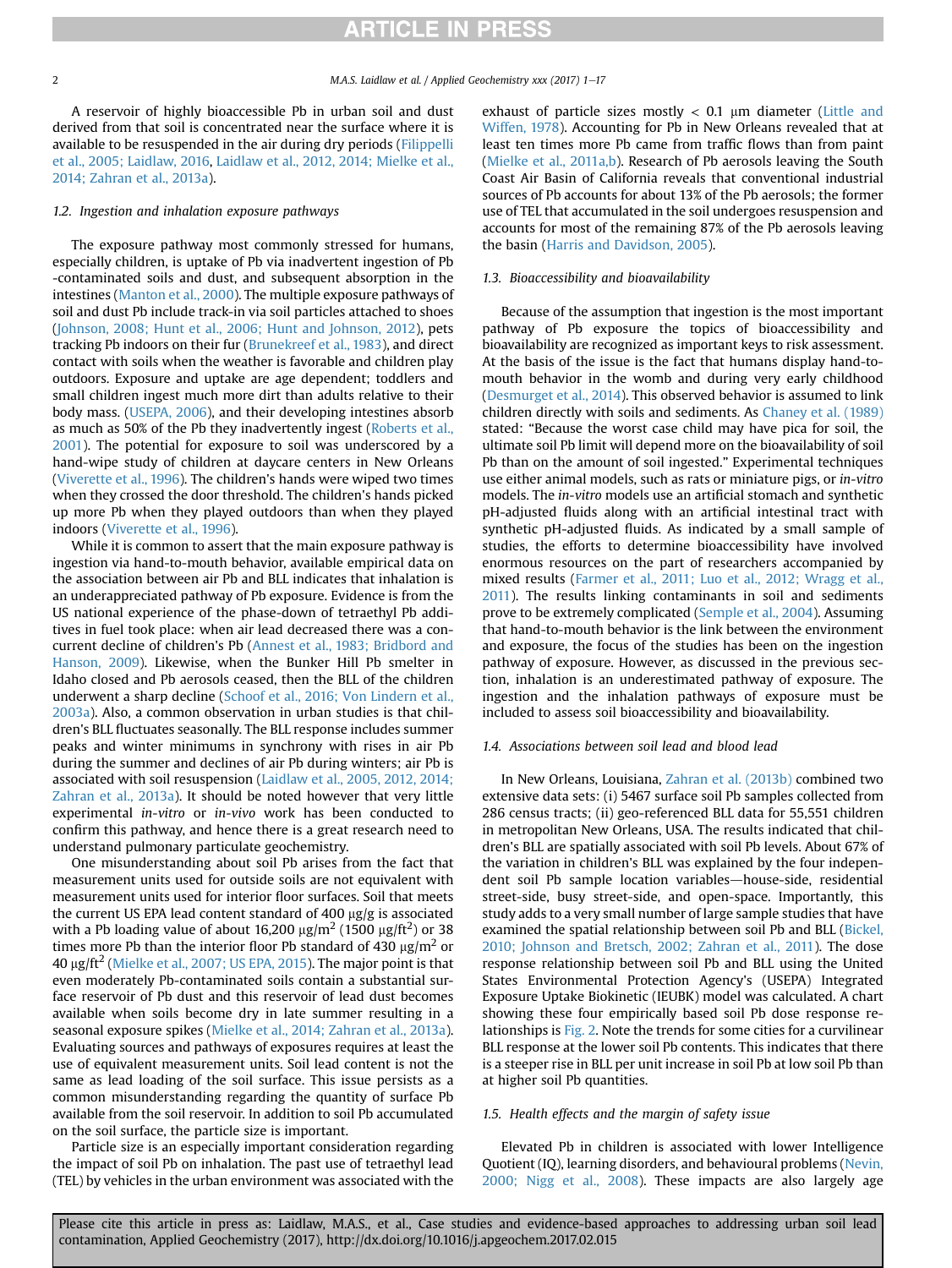A reservoir of highly bioaccessible Pb in urban soil and dust derived from that soil is concentrated near the surface where it is available to be resuspended in the air during dry periods (Filippelli et al., 2005; Laidlaw, 2016, Laidlaw et al., 2012, 2014; Mielke et al., 2014; Zahran et al., 2013a).

### 1.2. Ingestion and inhalation exposure pathways

The exposure pathway most commonly stressed for humans, especially children, is uptake of Pb via inadvertent ingestion of Pb -contaminated soils and dust, and subsequent absorption in the intestines (Manton et al., 2000). The multiple exposure pathways of soil and dust Pb include track-in via soil particles attached to shoes (Johnson, 2008; Hunt et al., 2006; Hunt and Johnson, 2012), pets tracking Pb indoors on their fur (Brunekreef et al., 1983), and direct contact with soils when the weather is favorable and children play outdoors. Exposure and uptake are age dependent; toddlers and small children ingest much more dirt than adults relative to their body mass. (USEPA, 2006), and their developing intestines absorb as much as 50% of the Pb they inadvertently ingest (Roberts et al., 2001). The potential for exposure to soil was underscored by a hand-wipe study of children at daycare centers in New Orleans (Viverette et al., 1996). The children's hands were wiped two times when they crossed the door threshold. The children's hands picked up more Pb when they played outdoors than when they played indoors (Viverette et al., 1996).

While it is common to assert that the main exposure pathway is ingestion via hand-to-mouth behavior, available empirical data on the association between air Pb and BLL indicates that inhalation is an underappreciated pathway of Pb exposure. Evidence is from the US national experience of the phase-down of tetraethyl Pb additives in fuel took place: when air lead decreased there was a concurrent decline of children's Pb (Annest et al., 1983; Bridbord and Hanson, 2009). Likewise, when the Bunker Hill Pb smelter in Idaho closed and Pb aerosols ceased, then the BLL of the children underwent a sharp decline (Schoof et al., 2016; Von Lindern et al., 2003a). Also, a common observation in urban studies is that children's BLL fluctuates seasonally. The BLL response includes summer peaks and winter minimums in synchrony with rises in air Pb during the summer and declines of air Pb during winters; air Pb is associated with soil resuspension (Laidlaw et al., 2005, 2012, 2014; Zahran et al., 2013a). It should be noted however that very little experimental *in-vitro* or *in-vivo* work has been conducted to confirm this pathway, and hence there is a great research need to understand pulmonary particulate geochemistry.

One misunderstanding about soil Pb arises from the fact that measurement units used for outside soils are not equivalent with measurement units used for interior floor surfaces. Soil that meets the current US EPA lead content standard of 400 μg/g is associated with a Pb loading value of about 16,200 μg/m$^2$ (1500 μg/ft$^2$) or 38 times more Pb than the interior floor Pb standard of 430 μg/m$^2$ or 40 μg/ft$^2$ (Mielke et al., 2007; US EPA, 2015). The major point is that even moderately Pb-contaminated soils contain a substantial surface reservoir of Pb dust and this reservoir of lead dust becomes available when soils become dry in late summer resulting in a seasonal exposure spikes (Mielke et al., 2014; Zahran et al., 2013a). Evaluating sources and pathways of exposures requires at least the use of equivalent measurement units. Soil lead content is not the same as lead loading of the soil surface. This issue persists as a common misunderstanding regarding the quantity of surface Pb available from the soil reservoir. In addition to soil Pb accumulated on the soil surface, the particle size is important.

Particle size is an especially important consideration regarding the impact of soil Pb on inhalation. The past use of tetraethyl lead (TEL) by vehicles in the urban environment was associated with the exhaust of particle sizes mostly < 0.1 μm diameter (Little and Wiffen, 1978). Accounting for Pb in New Orleans revealed that at least ten times more Pb came from traffic flows than from paint (Mielke et al., 2011a,b). Research of Pb aerosols leaving the South Coast Air Basin of California reveals that conventional industrial sources of Pb accounts for about 13% of the Pb aerosols; the former use of TEL that accumulated in the soil undergoes resuspension and accounts for most of the remaining 87% of the Pb aerosols leaving the basin (Harris and Davidson, 2005).

### 1.3. Bioaccessibility and bioavailability

Because of the assumption that ingestion is the most important pathway of Pb exposure the topics of bioaccessibility and bioavailability are recognized as important keys to risk assessment. At the basis of the issue is the fact that humans display hand-to-mouth behavior in the womb and during very early childhood (Desmurget et al., 2014). This observed behavior is assumed to link children directly with soils and sediments. As Chaney et al. (1989) stated: "Because the worst case child may have pica for soil, the ultimate soil Pb limit will depend more on the bioavailability of soil Pb than on the amount of soil ingested." Experimental techniques use either animal models, such as rats or miniature pigs, or *in-vitro* models. The *in-vitro* models use an artificial stomach and synthetic pH-adjusted fluids along with an artificial intestinal tract with synthetic pH-adjusted fluids. As indicated by a small sample of studies, the efforts to determine bioaccessibility have involved enormous resources on the part of researchers accompanied by mixed results (Farmer et al., 2011; Luo et al., 2012; Wragg et al., 2011). The results linking contaminants in soil and sediments prove to be extremely complicated (Semple et al., 2004). Assuming that hand-to-mouth behavior is the link between the environment and exposure, the focus of the studies has been on the ingestion pathway of exposure. However, as discussed in the previous section, inhalation is an underestimated pathway of exposure. The ingestion and the inhalation pathways of exposure must be included to assess soil bioaccessibility and bioavailability.

### 1.4. Associations between soil lead and blood lead

In New Orleans, Louisiana, Zahran et al. (2013b) combined two extensive data sets: (i) 5467 surface soil Pb samples collected from 286 census tracts; (ii) geo-referenced BLL data for 55,551 children in metropolitan New Orleans, USA. The results indicated that children's BLL are spatially associated with soil Pb levels. About 67% of the variation in children's BLL was explained by the four independent soil Pb sample location variables—house-side, residential street-side, busy street-side, and open-space. Importantly, this study adds to a very small number of large sample studies that have examined the spatial relationship between soil Pb and BLL (Bickel, 2010; Johnson and Bretsch, 2002; Zahran et al., 2011). The dose response relationship between soil Pb and BLL using the United States Environmental Protection Agency's (USEPA) Integrated Exposure Uptake Biokinetic (IEUBK) model was calculated. A chart showing these four empirically based soil Pb dose response relationships is Fig. 2. Note the trends for some cities for a curvilinear BLL response at the lower soil Pb contents. This indicates that there is a steeper rise in BLL per unit increase in soil Pb at low soil Pb than at higher soil Pb quantities.

### 1.5. Health effects and the margin of safety issue

Elevated Pb in children is associated with lower Intelligence Quotient (IQ), learning disorders, and behavioural problems (Nevin, 2000; Nigg et al., 2008). These impacts are also largely age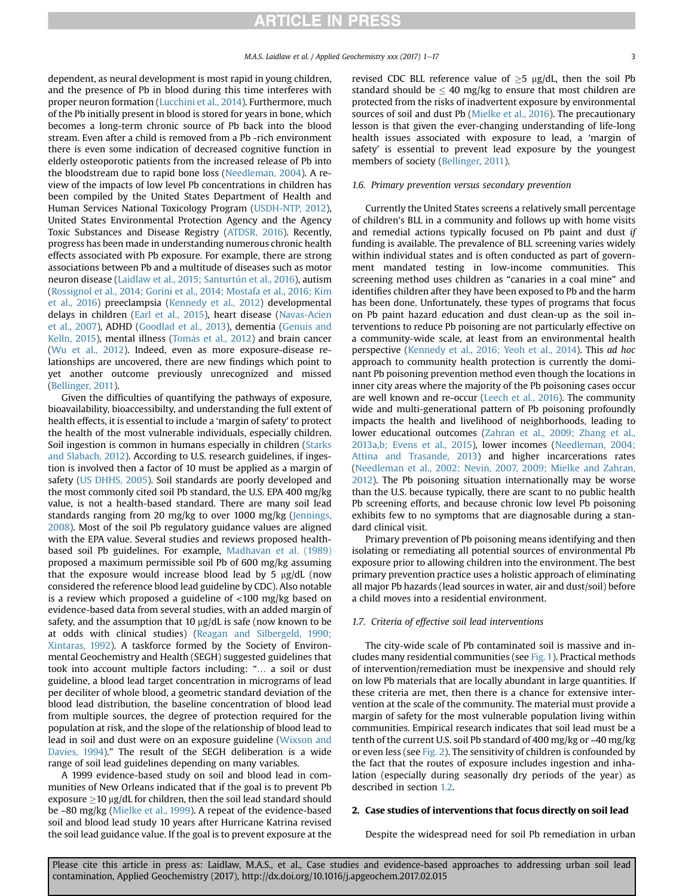dependent, as neural development is most rapid in young children, and the presence of Pb in blood during this time interferes with proper neuron formation (Lucchini et al., 2014). Furthermore, much of the Pb initially present in blood is stored for years in bone, which becomes a long-term chronic source of Pb back into the blood stream. Even after a child is removed from a Pb -rich environment there is even some indication of decreased cognitive function in elderly osteoporotic patients from the increased release of Pb into the bloodstream due to rapid bone loss (Needleman, 2004). A review of the impacts of low level Pb concentrations in children has been compiled by the United States Department of Health and Human Services National Toxicology Program (USDH-NTP, 2012), United States Environmental Protection Agency and the Agency Toxic Substances and Disease Registry (ATDSR, 2016). Recently, progress has been made in understanding numerous chronic health effects associated with Pb exposure. For example, there are strong associations between Pb and a multitude of diseases such as motor neuron disease (Laidlaw et al., 2015; Santurtún et al., 2016), autism (Rossignol et al., 2014; Gorini et al., 2014; Mostafa et al., 2016; Kim et al., 2016) preeclampsia (Kennedy et al., 2012) developmental delays in children (Earl et al., 2015), heart disease (Navas-Acien et al., 2007), ADHD (Goodlad et al., 2013), dementia (Genuis and Kelln, 2015), mental illness (Tomás et al., 2012) and brain cancer (Wu et al., 2012). Indeed, even as more exposure-disease relationships are uncovered, there are new findings which point to yet another outcome previously unrecognized and missed (Bellinger, 2011).

Given the difficulties of quantifying the pathways of exposure, bioavailability, bioaccessibilty, and understanding the full extent of health effects, it is essential to include a 'margin of safety' to protect the health of the most vulnerable individuals, especially children. Soil ingestion is common in humans especially in children (Starks and Slabach, 2012). According to U.S. research guidelines, if ingestion is involved then a factor of 10 must be applied as a margin of safety (US DHHS, 2005). Soil standards are poorly developed and the most commonly cited soil Pb standard, the U.S. EPA 400 mg/kg value, is not a health-based standard. There are many soil lead standards ranging from 20 mg/kg to over 1000 mg/kg (Jennings, 2008). Most of the soil Pb regulatory guidance values are aligned with the EPA value. Several studies and reviews proposed health-based soil Pb guidelines. For example, Madhavan et al. (1989) proposed a maximum permissible soil Pb of 600 mg/kg assuming that the exposure would increase blood lead by 5 μg/dL (now considered the reference blood lead guideline by CDC). Also notable is a review which proposed a guideline of <100 mg/kg based on evidence-based data from several studies, with an added margin of safety, and the assumption that 10 μg/dL is safe (now known to be at odds with clinical studies) (Reagan and Silbergeld, 1990; Xintaras, 1992). A taskforce formed by the Society of Environmental Geochemistry and Health (SEGH) suggested guidelines that took into account multiple factors including: "… a soil or dust guideline, a blood lead target concentration in micrograms of lead per deciliter of whole blood, a geometric standard deviation of the blood lead distribution, the baseline concentration of blood lead from multiple sources, the degree of protection required for the population at risk, and the slope of the relationship of blood lead to lead in soil and dust were on an exposure guideline (Wixson and Davies, 1994)." The result of the SEGH deliberation is a wide range of soil lead guidelines depending on many variables.

A 1999 evidence-based study on soil and blood lead in communities of New Orleans indicated that if the goal is to prevent Pb exposure ≥10 μg/dL for children, then the soil lead standard should be ~80 mg/kg (Mielke et al., 1999). A repeat of the evidence-based soil and blood lead study 10 years after Hurricane Katrina revised the soil lead guidance value. If the goal is to prevent exposure at the revised CDC BLL reference value of ≥5 μg/dL, then the soil Pb standard should be ≤ 40 mg/kg to ensure that most children are protected from the risk of inadvertent exposure by environmental sources of soil and dust Pb (Mielke et al., 2016). The precautionary lesson is that given the ever-changing understanding of life-long health issues associated with exposure to lead, a 'margin of safety' is essential to prevent lead exposure by the youngest members of society (Bellinger, 2011).

### 1.6. Primary prevention versus secondary prevention

Currently the United States screens a relatively small percentage of children's BLL in a community and follows up with home visits and remedial actions typically focused on Pb paint and dust *if* funding is available. The prevalence of BLL screening varies widely within individual states and is often conducted as part of government mandated testing in low-income communities. This screening method uses children as "canaries in a coal mine" and identifies children after they have been exposed to Pb and the harm has been done. Unfortunately, these types of programs that focus on Pb paint hazard education and dust clean-up as the soil interventions to reduce Pb poisoning are not particularly effective on a community-wide scale, at least from an environmental health perspective (Kennedy et al., 2016; Yeoh et al., 2014). This *ad hoc* approach to community health protection is currently the dominant Pb poisoning prevention method even though the locations in inner city areas where the majority of the Pb poisoning cases occur are well known and re-occur (Leech et al., 2016). The community wide and multi-generational pattern of Pb poisoning profoundly impacts the health and livelihood of neighborhoods, leading to lower educational outcomes (Zahran et al., 2009; Zhang et al., 2013a,b; Evens et al., 2015), lower incomes (Needleman, 2004; Attina and Trasande, 2013) and higher incarcerations rates (Needleman et al., 2002; Nevin, 2007, 2009; Mielke and Zahran, 2012). The Pb poisoning situation internationally may be worse than the U.S. because typically, there are scant to no public health Pb screening efforts, and because chronic low level Pb poisoning exhibits few to no symptoms that are diagnosable during a standard clinical visit.

Primary prevention of Pb poisoning means identifying and then isolating or remediating all potential sources of environmental Pb exposure prior to allowing children into the environment. The best primary prevention practice uses a holistic approach of eliminating all major Pb hazards (lead sources in water, air and dust/soil) before a child moves into a residential environment.

### 1.7. Criteria of effective soil lead interventions

The city-wide scale of Pb contaminated soil is massive and includes many residential communities (see Fig. 1). Practical methods of intervention/remediation must be inexpensive and should rely on low Pb materials that are locally abundant in large quantities. If these criteria are met, then there is a chance for extensive intervention at the scale of the community. The material must provide a margin of safety for the most vulnerable population living within communities. Empirical research indicates that soil lead must be a tenth of the current U.S. soil Pb standard of 400 mg/kg or ~40 mg/kg or even less (see Fig. 2). The sensitivity of children is confounded by the fact that the routes of exposure includes ingestion and inhalation (especially during seasonally dry periods of the year) as described in section 1.2.

## 2. Case studies of interventions that focus directly on soil lead

Despite the widespread need for soil Pb remediation in urban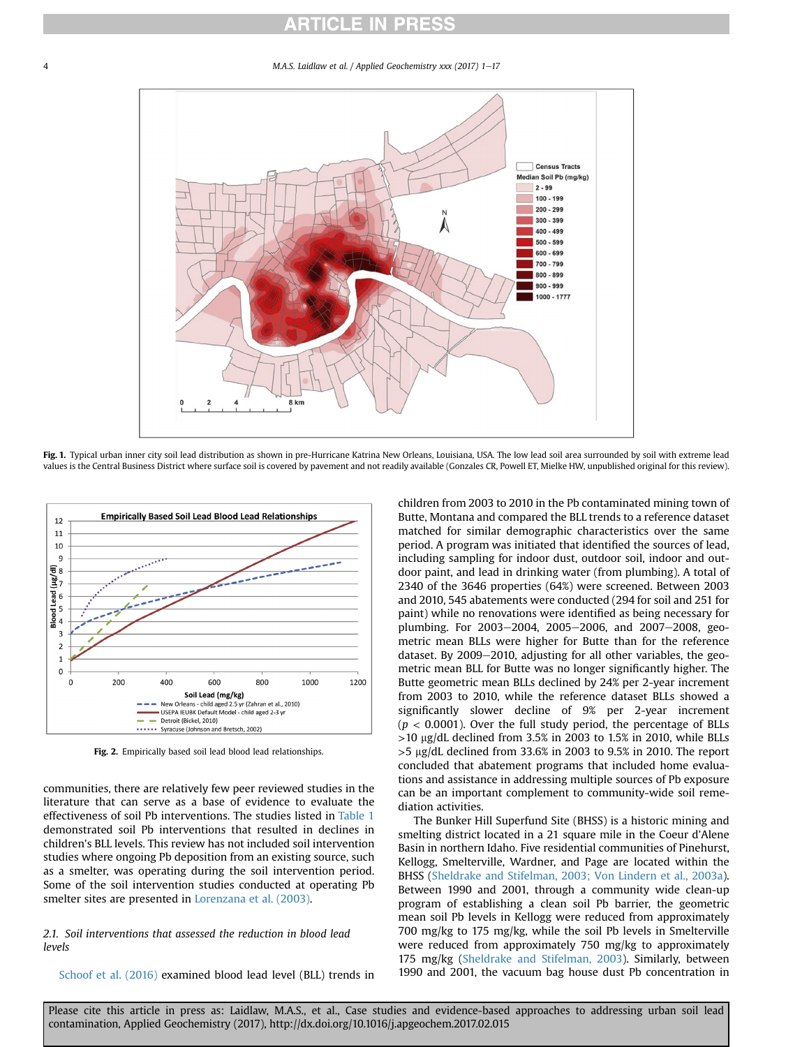**Fig. 1.** Typical urban inner city soil lead distribution as shown in pre-Hurricane Katrina New Orleans, Louisiana, USA. The low lead soil area surrounded by soil with extreme lead values is the Central Business District where surface soil is covered by pavement and not readily available (Gonzales CR, Powell ET, Mielke HW, unpublished original for this review).

**Fig. 2.** Empirically based soil lead blood lead relationships.

communities, there are relatively few peer reviewed studies in the literature that can serve as a base of evidence to evaluate the effectiveness of soil Pb interventions. The studies listed in Table 1 demonstrated soil Pb interventions that resulted in declines in children's BLL levels. This review has not included soil intervention studies where ongoing Pb deposition from an existing source, such as a smelter, was operating during the soil intervention period. Some of the soil intervention studies conducted at operating Pb smelter sites are presented in Lorenzana et al. (2003).

### 2.1. Soil interventions that assessed the reduction in blood lead levels

Schoof et al. (2016) examined blood lead level (BLL) trends in children from 2003 to 2010 in the Pb contaminated mining town of Butte, Montana and compared the BLL trends to a reference dataset matched for similar demographic characteristics over the same period. A program was initiated that identified the sources of lead, including sampling for indoor dust, outdoor soil, indoor and outdoor paint, and lead in drinking water (from plumbing). A total of 2340 of the 3646 properties (64%) were screened. Between 2003 and 2010, 545 abatements were conducted (294 for soil and 251 for paint) while no renovations were identified as being necessary for plumbing. For 2003–2004, 2005–2006, and 2007–2008, geometric mean BLLs were higher for Butte than for the reference dataset. By 2009–2010, adjusting for all other variables, the geometric mean BLL for Butte was no longer significantly higher. The Butte geometric mean BLLs declined by 24% per 2-year increment from 2003 to 2010, while the reference dataset BLLs showed a significantly slower decline of 9% per 2-year increment ($p < 0.0001$). Over the full study period, the percentage of BLLs >10 μg/dL declined from 3.5% in 2003 to 1.5% in 2010, while BLLs >5 μg/dL declined from 33.6% in 2003 to 9.5% in 2010. The report concluded that abatement programs that included home evaluations and assistance in addressing multiple sources of Pb exposure can be an important complement to community-wide soil remediation activities.

The Bunker Hill Superfund Site (BHSS) is a historic mining and smelting district located in a 21 square mile in the Coeur d'Alene Basin in northern Idaho. Five residential communities of Pinehurst, Kellogg, Smelterville, Wardner, and Page are located within the BHSS (Sheldrake and Stifelman, 2003; Von Lindern et al., 2003a). Between 1990 and 2001, through a community wide clean-up program of establishing a clean soil Pb barrier, the geometric mean soil Pb levels in Kellogg were reduced from approximately 700 mg/kg to 175 mg/kg, while the soil Pb levels in Smelterville were reduced from approximately 750 mg/kg to approximately 175 mg/kg (Sheldrake and Stifelman, 2003). Similarly, between 1990 and 2001, the vacuum bag house dust Pb concentration in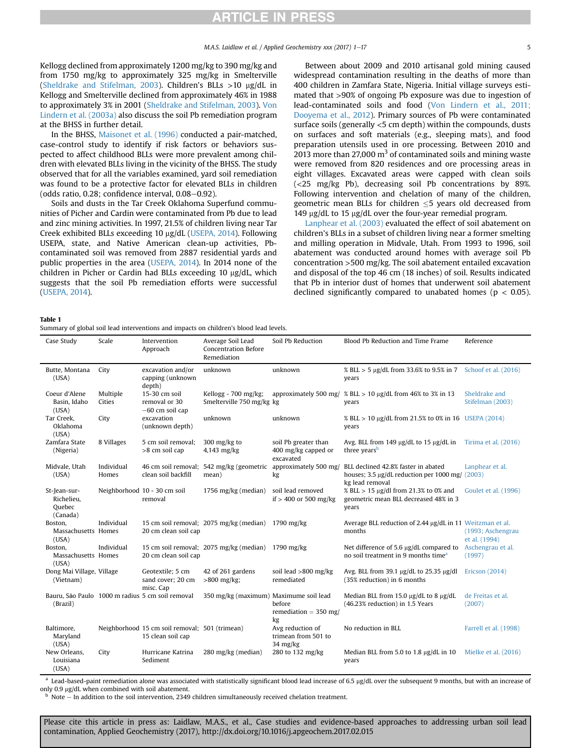Kellogg declined from approximately 1200 mg/kg to 390 mg/kg and from 1750 mg/kg to approximately 325 mg/kg in Smelterville (Sheldrake and Stifelman, 2003). Children's BLLs >10 μg/dL in Kellogg and Smelterville declined from approximately 46% in 1988 to approximately 3% in 2001 (Sheldrake and Stifelman, 2003). Von Lindern et al. (2003a) also discuss the soil Pb remediation program at the BHSS in further detail.

In the BHSS, Maisonet et al. (1996) conducted a pair-matched, case-control study to identify if risk factors or behaviors suspected to affect childhood BLLs were more prevalent among children with elevated BLLs living in the vicinity of the BHSS. The study observed that for all the variables examined, yard soil remediation was found to be a protective factor for elevated BLLs in children (odds ratio, 0.28; confidence interval, 0.08–0.92).

Soils and dusts in the Tar Creek Oklahoma Superfund communities of Picher and Cardin were contaminated from Pb due to lead and zinc mining activities. In 1997, 21.5% of children living near Tar Creek exhibited BLLs exceeding 10 μg/dL (USEPA, 2014). Following USEPA, state, and Native American clean-up activities, Pb-contaminated soil was removed from 2887 residential yards and public properties in the area (USEPA, 2014). In 2014 none of the children in Picher or Cardin had BLLs exceeding 10 μg/dL, which suggests that the soil Pb remediation efforts were successful (USEPA, 2014).

Between about 2009 and 2010 artisanal gold mining caused widespread contamination resulting in the deaths of more than 400 children in Zamfara State, Nigeria. Initial village surveys estimated that >90% of ongoing Pb exposure was due to ingestion of lead-contaminated soils and food (Von Lindern et al., 2011; Dooyema et al., 2012). Primary sources of Pb were contaminated surface soils (generally <5 cm depth) within the compounds, dusts on surfaces and soft materials (e.g., sleeping mats), and food preparation utensils used in ore processing. Between 2010 and 2013 more than 27,000 $m^3$ of contaminated soils and mining waste were removed from 820 residences and ore processing areas in eight villages. Excavated areas were capped with clean soils (<25 mg/kg Pb), decreasing soil Pb concentrations by 89%. Following intervention and chelation of many of the children, geometric mean BLLs for children ≤5 years old decreased from 149 μg/dL to 15 μg/dL over the four-year remedial program.

Lanphear et al. (2003) evaluated the effect of soil abatement on children's BLLs in a subset of children living near a former smelting and milling operation in Midvale, Utah. From 1993 to 1996, soil abatement was conducted around homes with average soil Pb concentration >500 mg/kg. The soil abatement entailed excavation and disposal of the top 46 cm (18 inches) of soil. Results indicated that Pb in interior dust of homes that underwent soil abatement declined significantly compared to unabated homes ($p < 0.05$).

**Table 1**
Summary of global soil lead interventions and impacts on children's blood lead levels.

| Case Study | Scale | Intervention Approach | Average Soil Lead Concentration Before Remediation | Soil Pb Reduction | Blood Pb Reduction and Time Frame | Reference |
|---|---|---|---|---|---|---|
| Butte, Montana (USA) | City | excavation and/or capping (unknown depth) | unknown | unknown | % BLL > 5 μg/dL from 33.6% to 9.5% in 7 years | Schoof et al. (2016) |
| Coeur d'Alene Basin, Idaho (USA) | Multiple Cities | 15-30 cm soil removal or 30 −60 cm soil cap | Kellogg - 700 mg/kg; Smelterville 750 mg/kg | approximately 500 mg/kg | % BLL > 10 μg/dL from 46% to 3% in 13 years | Sheldrake and Stifelman (2003) |
| Tar Creek, Oklahoma (USA) | City | excavation (unknown depth) | unknown | unknown | % BLL > 10 μg/dL from 21.5% to 0% in 16 years | USEPA (2014) |
| Zamfara State (Nigeria) | 8 Villages | 5 cm soil removal; >8 cm soil cap | 300 mg/kg to 4,143 mg/kg | soil Pb greater than 400 mg/kg capped or excavated | Avg. BLL from 149 μg/dL to 15 μg/dL in three years[b] | Tirima et al. (2016) |
| Midvale, Utah (USA) | Individual Homes | 46 cm soil removal; clean soil backfill | 542 mg/kg (geometric mean) | approximately 500 mg/kg | BLL declined 42.8% faster in abated houses; 3.5 μg/dL reduction per 1000 mg/kg lead removal | Lanphear et al. (2003) |
| St-Jean-sur-Richelieu, Quebec (Canada) | Neighborhood | 10 - 30 cm soil removal | 1756 mg/kg (median) | soil lead removed if > 400 or 500 mg/kg | % BLL > 15 μg/dl from 21.3% to 0% and geometric mean BLL decreased 48% in 3 years | Goulet et al. (1996) |
| Boston, Massachusetts (USA) | Individual Homes | 15 cm soil removal; 20 cm clean soil cap | 2075 mg/kg (median) | 1790 mg/kg | Average BLL reduction of 2.44 μg/dL in 11 months | Weitzman et al. (1993; Aschengrau et al. (1994) |
| Boston, Massachusetts (USA) | Individual Homes | 15 cm soil removal; 20 cm clean soil cap | 2075 mg/kg (median) | 1790 mg/kg | Net difference of 5.6 μg/dL compared to no soil treatment in 9 months time[a] | Aschengrau et al. (1997) |
| Dong Mai Village, (Vietnam) | Village | Geotextile; 5 cm sand cover; 20 cm misc. Cap | 42 of 261 gardens >800 mg/kg; | soil lead >800 mg/kg remediated | Avg. BLL from 39.1 μg/dl to 25.35 μg/dl (35% reduction) in 6 months | Ericson (2014) |
| Bauru, São Paulo (Brazil) | 1000 m radius | 5 cm soil removal | 350 mg/kg (maximum) | Maximume soil lead before remediation = 350 mg/kg | Median BLL from 15.0 μg/dL to 8 μg/dL (46.23% reduction) in 1.5 Years | de Freitas et al. (2007) |
| Baltimore, Maryland (USA) | Neighborhood | 15 cm soil removal; 15 clean soil cap | 501 (trimean) | Avg reduction of trimean from 501 to 34 mg/kg | No reduction in BLL | Farrell et al. (1998) |
| New Orleans, Louisiana (USA) | City | Hurricane Katrina Sediment | 280 mg/kg (median) | 280 to 132 mg/kg | Median BLL from 5.0 to 1.8 μg/dL in 10 years | Mielke et al. (2016) |

[a] Lead-based-paint remediation alone was associated with statistically significant blood lead increase of 6.5 μg/dL over the subsequent 9 months, but with an increase of only 0.9 μg/dL when combined with soil abatement.
[b] Note – In addition to the soil intervention, 2349 children simultaneously received chelation treatment.

Please cite this article in press as: Laidlaw, M.A.S., et al., Case studies and evidence-based approaches to addressing urban soil lead contamination, Applied Geochemistry (2017), http://dx.doi.org/10.1016/j.apgeochem.2017.02.015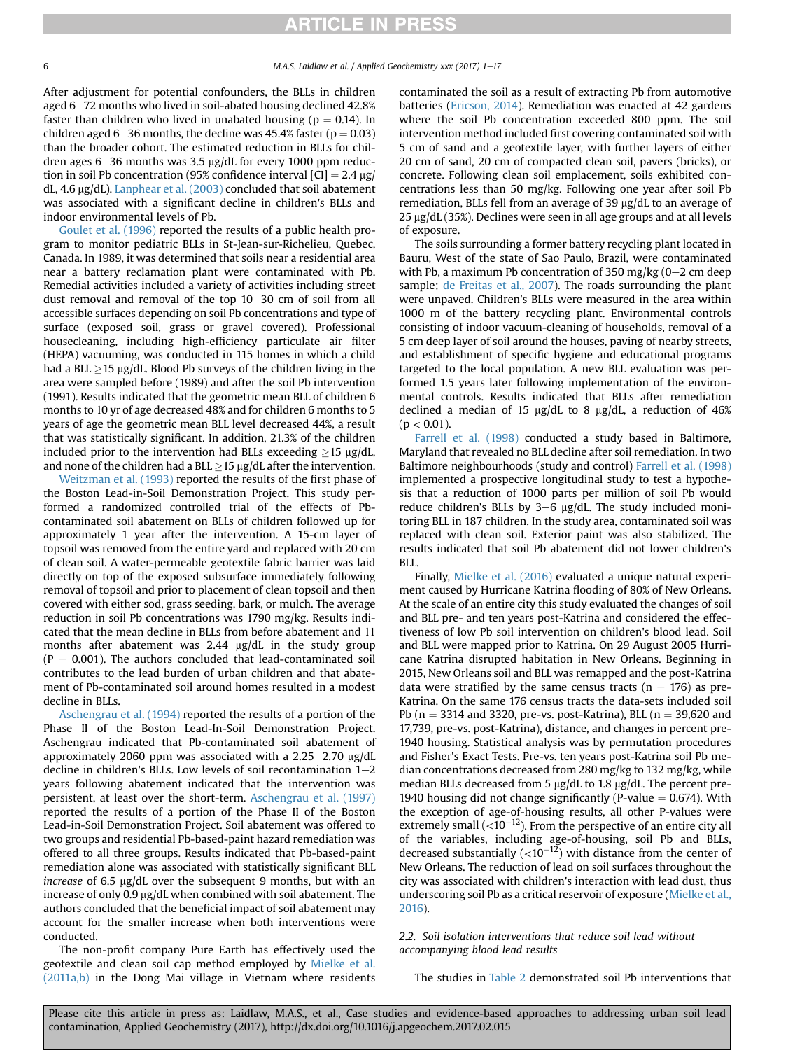After adjustment for potential confounders, the BLLs in children aged 6–72 months who lived in soil-abated housing declined 42.8% faster than children who lived in unabated housing ($p = 0.14$). In children aged 6–36 months, the decline was 45.4% faster ($p = 0.03$) than the broader cohort. The estimated reduction in BLLs for children ages 6–36 months was 3.5 μg/dL for every 1000 ppm reduction in soil Pb concentration (95% confidence interval [CI] = 2.4 μg/dL, 4.6 μg/dL). Lanphear et al. (2003) concluded that soil abatement was associated with a significant decline in children's BLLs and indoor environmental levels of Pb.

Goulet et al. (1996) reported the results of a public health program to monitor pediatric BLLs in St-Jean-sur-Richelieu, Quebec, Canada. In 1989, it was determined that soils near a residential area near a battery reclamation plant were contaminated with Pb. Remedial activities included a variety of activities including street dust removal and removal of the top 10–30 cm of soil from all accessible surfaces depending on soil Pb concentrations and type of surface (exposed soil, grass or gravel covered). Professional housecleaning, including high-efficiency particulate air filter (HEPA) vacuuming, was conducted in 115 homes in which a child had a BLL ≥15 μg/dL. Blood Pb surveys of the children living in the area were sampled before (1989) and after the soil Pb intervention (1991). Results indicated that the geometric mean BLL of children 6 months to 10 yr of age decreased 48% and for children 6 months to 5 years of age the geometric mean BLL level decreased 44%, a result that was statistically significant. In addition, 21.3% of the children included prior to the intervention had BLLs exceeding ≥15 μg/dL, and none of the children had a BLL ≥15 μg/dL after the intervention.

Weitzman et al. (1993) reported the results of the first phase of the Boston Lead-in-Soil Demonstration Project. This study performed a randomized controlled trial of the effects of Pb-contaminated soil abatement on BLLs of children followed up for approximately 1 year after the intervention. A 15-cm layer of topsoil was removed from the entire yard and replaced with 20 cm of clean soil. A water-permeable geotextile fabric barrier was laid directly on top of the exposed subsurface immediately following removal of topsoil and prior to placement of clean topsoil and then covered with either sod, grass seeding, bark, or mulch. The average reduction in soil Pb concentrations was 1790 mg/kg. Results indicated that the mean decline in BLLs from before abatement and 11 months after abatement was 2.44 μg/dL in the study group ($P = 0.001$). The authors concluded that lead-contaminated soil contributes to the lead burden of urban children and that abatement of Pb-contaminated soil around homes resulted in a modest decline in BLLs.

Aschengrau et al. (1994) reported the results of a portion of the Phase II of the Boston Lead-In-Soil Demonstration Project. Aschengrau indicated that Pb-contaminated soil abatement of approximately 2060 ppm was associated with a 2.25–2.70 μg/dL decline in children's BLLs. Low levels of soil recontamination 1–2 years following abatement indicated that the intervention was persistent, at least over the short-term. Aschengrau et al. (1997) reported the results of a portion of the Phase II of the Boston Lead-in-Soil Demonstration Project. Soil abatement was offered to two groups and residential Pb-based-paint hazard remediation was offered to all three groups. Results indicated that Pb-based-paint remediation alone was associated with statistically significant BLL *increase* of 6.5 μg/dL over the subsequent 9 months, but with an increase of only 0.9 μg/dL when combined with soil abatement. The authors concluded that the beneficial impact of soil abatement may account for the smaller increase when both interventions were conducted.

The non-profit company Pure Earth has effectively used the geotextile and clean soil cap method employed by Mielke et al. (2011a,b) in the Dong Mai village in Vietnam where residents contaminated the soil as a result of extracting Pb from automotive batteries (Ericson, 2014). Remediation was enacted at 42 gardens where the soil Pb concentration exceeded 800 ppm. The soil intervention method included first covering contaminated soil with 5 cm of sand and a geotextile layer, with further layers of either 20 cm of sand, 20 cm of compacted clean soil, pavers (bricks), or concrete. Following clean soil emplacement, soils exhibited concentrations less than 50 mg/kg. Following one year after soil Pb remediation, BLLs fell from an average of 39 μg/dL to an average of 25 μg/dL (35%). Declines were seen in all age groups and at all levels of exposure.

The soils surrounding a former battery recycling plant located in Bauru, West of the state of Sao Paulo, Brazil, were contaminated with Pb, a maximum Pb concentration of 350 mg/kg (0–2 cm deep sample; de Freitas et al., 2007). The roads surrounding the plant were unpaved. Children's BLLs were measured in the area within 1000 m of the battery recycling plant. Environmental controls consisting of indoor vacuum-cleaning of households, removal of a 5 cm deep layer of soil around the houses, paving of nearby streets, and establishment of specific hygiene and educational programs targeted to the local population. A new BLL evaluation was performed 1.5 years later following implementation of the environmental controls. Results indicated that BLLs after remediation declined a median of 15 μg/dL to 8 μg/dL, a reduction of 46% ($p < 0.01$).

Farrell et al. (1998) conducted a study based in Baltimore, Maryland that revealed no BLL decline after soil remediation. In two Baltimore neighbourhoods (study and control) Farrell et al. (1998) implemented a prospective longitudinal study to test a hypothesis that a reduction of 1000 parts per million of soil Pb would reduce children's BLLs by 3–6 μg/dL. The study included monitoring BLL in 187 children. In the study area, contaminated soil was replaced with clean soil. Exterior paint was also stabilized. The results indicated that soil Pb abatement did not lower children's BLL.

Finally, Mielke et al. (2016) evaluated a unique natural experiment caused by Hurricane Katrina flooding of 80% of New Orleans. At the scale of an entire city this study evaluated the changes of soil and BLL pre- and ten years post-Katrina and considered the effectiveness of low Pb soil intervention on children's blood lead. Soil and BLL were mapped prior to Katrina. On 29 August 2005 Hurricane Katrina disrupted habitation in New Orleans. Beginning in 2015, New Orleans soil and BLL was remapped and the post-Katrina data were stratified by the same census tracts ($n = 176$) as pre-Katrina. On the same 176 census tracts the data-sets included soil Pb ($n = 3314$ and 3320, pre-vs. post-Katrina), BLL ($n = 39{,}620$ and 17,739, pre-vs. post-Katrina), distance, and changes in percent pre-1940 housing. Statistical analysis was by permutation procedures and Fisher's Exact Tests. Pre-vs. ten years post-Katrina soil Pb median concentrations decreased from 280 mg/kg to 132 mg/kg, while median BLLs decreased from 5 μg/dL to 1.8 μg/dL. The percent pre-1940 housing did not change significantly (P-value = 0.674). With the exception of age-of-housing results, all other P-values were extremely small ($<10^{-12}$). From the perspective of an entire city all of the variables, including age-of-housing, soil Pb and BLLs, decreased substantially ($<10^{-12}$) with distance from the center of New Orleans. The reduction of lead on soil surfaces throughout the city was associated with children's interaction with lead dust, thus underscoring soil Pb as a critical reservoir of exposure (Mielke et al., 2016).

### 2.2. Soil isolation interventions that reduce soil lead without accompanying blood lead results

The studies in Table 2 demonstrated soil Pb interventions that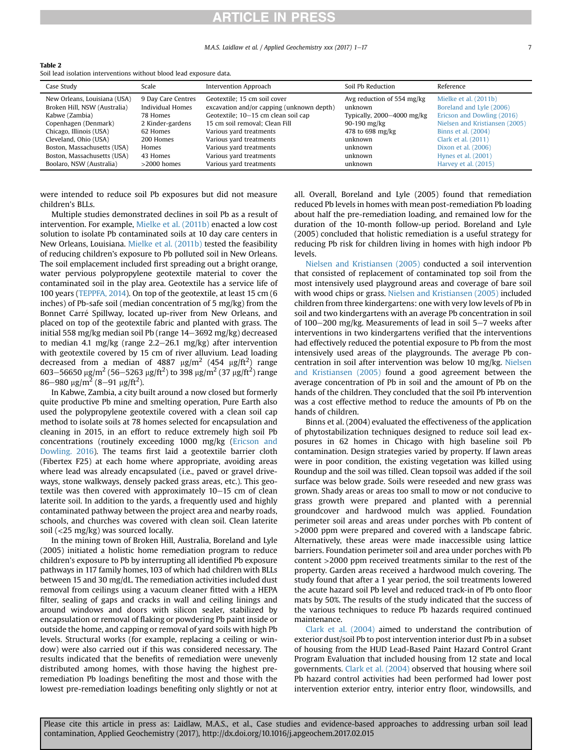**Table 2**
Soil lead isolation interventions without blood lead exposure data.

| Case Study | Scale | Intervention Approach | Soil Pb Reduction | Reference |
|---|---|---|---|---|
| New Orleans, Louisiana (USA) | 9 Day Care Centres | Geotextile; 15 cm soil cover | Avg reduction of 554 mg/kg | Mielke et al. (2011b) |
| Broken Hill, NSW (Australia) | Individual Homes | excavation and/or capping (unknown depth) | unknown | Boreland and Lyle (2006) |
| Kabwe (Zambia) | 78 Homes | Geotextile; 10–15 cm clean soil cap | Typically, 2000–4000 mg/kg | Ericson and Dowling (2016) |
| Copenhagen (Denmark) | 2 Kinder-gardens | 15 cm soil removal; Clean Fill | 90-190 mg/kg | Nielsen and Kristiansen (2005) |
| Chicago, Illinois (USA) | 62 Homes | Various yard treatments | 478 to 698 mg/kg | Binns et al. (2004) |
| Cleveland, Ohio (USA) | 200 Homes | Various yard treatments | unknown | Clark et al. (2011) |
| Boston, Massachusetts (USA) | Homes | Various yard treatments | unknown | Dixon et al. (2006) |
| Boston, Massachusetts (USA) | 43 Homes | Various yard treatments | unknown | Hynes et al. (2001) |
| Boolaro, NSW (Australia) | >2000 homes | Various yard treatments | unknown | Harvey et al. (2015) |

were intended to reduce soil Pb exposures but did not measure children's BLLs.

Multiple studies demonstrated declines in soil Pb as a result of intervention. For example, Mielke et al. (2011b) enacted a low cost solution to isolate Pb contaminated soils at 10 day care centers in New Orleans, Louisiana. Mielke et al. (2011b) tested the feasibility of reducing children's exposure to Pb polluted soil in New Orleans. The soil emplacement included first spreading out a bright orange, water pervious polypropylene geotextile material to cover the contaminated soil in the play area. Geotextile has a service life of 100 years (TEPPFA, 2014). On top of the geotextile, at least 15 cm (6 inches) of Pb-safe soil (median concentration of 5 mg/kg) from the Bonnet Carré Spillway, located up-river from New Orleans, and placed on top of the geotextile fabric and planted with grass. The initial 558 mg/kg median soil Pb (range 14–3692 mg/kg) decreased to median 4.1 mg/kg (range 2.2–26.1 mg/kg) after intervention with geotextile covered by 15 cm of river alluvium. Lead loading decreased from a median of 4887 $\mu g/m^2$ (454 $\mu g/ft^2$) range 603–56650 $\mu g/m^2$ (56–5263 $\mu g/ft^2$) to 398 $\mu g/m^2$ (37 $\mu g/ft^2$) range 86–980 $\mu g/m^2$ (8–91 $\mu g/ft^2$).

In Kabwe, Zambia, a city built around a now closed but formerly quite productive Pb mine and smelting operation, Pure Earth also used the polypropylene geotextile covered with a clean soil cap method to isolate soils at 78 homes selected for encapsulation and cleaning in 2015, in an effort to reduce extremely high soil Pb concentrations (routinely exceeding 1000 mg/kg (Ericson and Dowling, 2016). The teams first laid a geotextile barrier cloth (Fibertex F25) at each home where appropriate, avoiding areas where lead was already encapsulated (i.e., paved or gravel driveways, stone walkways, densely packed grass areas, etc.). This geotextile was then covered with approximately 10–15 cm of clean laterite soil. In addition to the yards, a frequently used and highly contaminated pathway between the project area and nearby roads, schools, and churches was covered with clean soil. Clean laterite soil (<25 mg/kg) was sourced locally.

In the mining town of Broken Hill, Australia, Boreland and Lyle (2005) initiated a holistic home remediation program to reduce children's exposure to Pb by interrupting all identified Pb exposure pathways in 117 family homes, 103 of which had children with BLLs between 15 and 30 mg/dL. The remediation activities included dust removal from ceilings using a vacuum cleaner fitted with a HEPA filter, sealing of gaps and cracks in wall and ceiling linings and around windows and doors with silicon sealer, stabilized by encapsulation or removal of flaking or powdering Pb paint inside or outside the home, and capping or removal of yard soils with high Pb levels. Structural works (for example, replacing a ceiling or window) were also carried out if this was considered necessary. The results indicated that the benefits of remediation were unevenly distributed among homes, with those having the highest pre-remediation Pb loadings benefiting the most and those with the lowest pre-remediation loadings benefiting only slightly or not at all. Overall, Boreland and Lyle (2005) found that remediation reduced Pb levels in homes with mean post-remediation Pb loading about half the pre-remediation loading, and remained low for the duration of the 10-month follow-up period. Boreland and Lyle (2005) concluded that holistic remediation is a useful strategy for reducing Pb risk for children living in homes with high indoor Pb levels.

Nielsen and Kristiansen (2005) conducted a soil intervention that consisted of replacement of contaminated top soil from the most intensively used playground areas and coverage of bare soil with wood chips or grass. Nielsen and Kristiansen (2005) included children from three kindergartens: one with very low levels of Pb in soil and two kindergartens with an average Pb concentration in soil of 100–200 mg/kg. Measurements of lead in soil 5–7 weeks after interventions in two kindergartens verified that the interventions had effectively reduced the potential exposure to Pb from the most intensively used areas of the playgrounds. The average Pb concentration in soil after intervention was below 10 mg/kg. Nielsen and Kristiansen (2005) found a good agreement between the average concentration of Pb in soil and the amount of Pb on the hands of the children. They concluded that the soil Pb intervention was a cost effective method to reduce the amounts of Pb on the hands of children.

Binns et al. (2004) evaluated the effectiveness of the application of phytostabilization techniques designed to reduce soil lead exposures in 62 homes in Chicago with high baseline soil Pb contamination. Design strategies varied by property. If lawn areas were in poor condition, the existing vegetation was killed using Roundup and the soil was tilled. Clean topsoil was added if the soil surface was below grade. Soils were reseeded and new grass was grown. Shady areas or areas too small to mow or not conducive to grass growth were prepared and planted with a perennial groundcover and hardwood mulch was applied. Foundation perimeter soil areas and areas under porches with Pb content of >2000 ppm were prepared and covered with a landscape fabric. Alternatively, these areas were made inaccessible using lattice barriers. Foundation perimeter soil and area under porches with Pb content >2000 ppm received treatments similar to the rest of the property. Garden areas received a hardwood mulch covering. The study found that after a 1 year period, the soil treatments lowered the acute hazard soil Pb level and reduced track-in of Pb onto floor mats by 50%. The results of the study indicated that the success of the various techniques to reduce Pb hazards required continued maintenance.

Clark et al. (2004) aimed to understand the contribution of exterior dust/soil Pb to post intervention interior dust Pb in a subset of housing from the HUD Lead-Based Paint Hazard Control Grant Program Evaluation that included housing from 12 state and local governments. Clark et al. (2004) observed that housing where soil Pb hazard control activities had been performed had lower post intervention exterior entry, interior entry floor, windowsills, and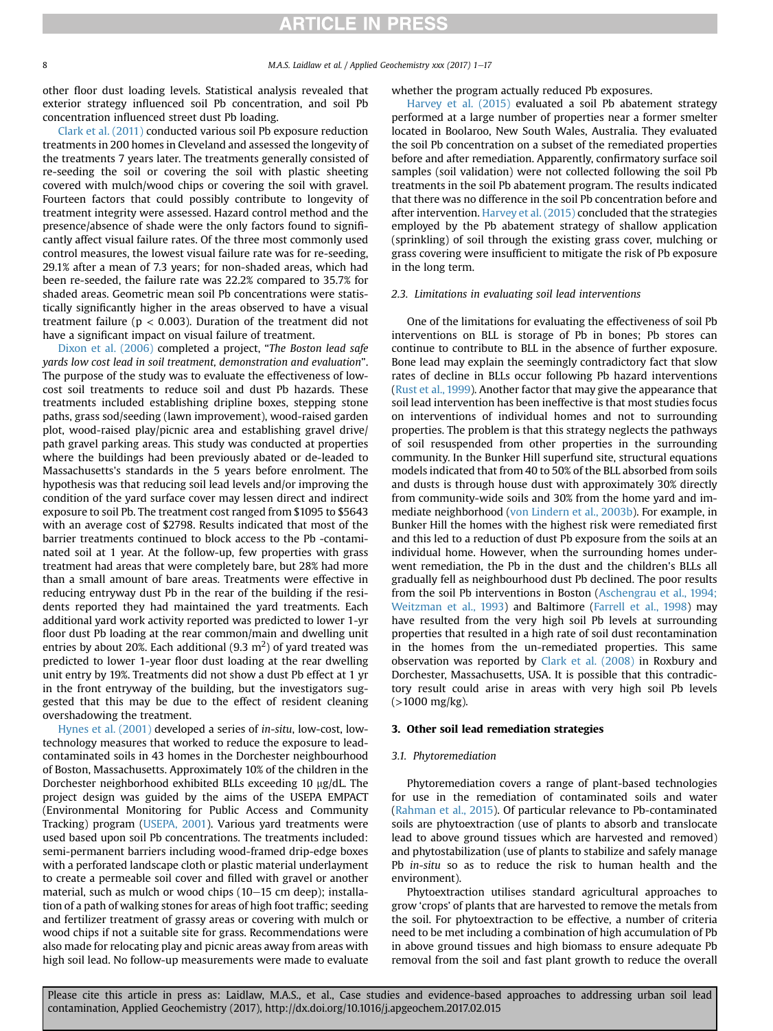other floor dust loading levels. Statistical analysis revealed that exterior strategy influenced soil Pb concentration, and soil Pb concentration influenced street dust Pb loading.

Clark et al. (2011) conducted various soil Pb exposure reduction treatments in 200 homes in Cleveland and assessed the longevity of the treatments 7 years later. The treatments generally consisted of re-seeding the soil or covering the soil with plastic sheeting covered with mulch/wood chips or covering the soil with gravel. Fourteen factors that could possibly contribute to longevity of treatment integrity were assessed. Hazard control method and the presence/absence of shade were the only factors found to significantly affect visual failure rates. Of the three most commonly used control measures, the lowest visual failure rate was for re-seeding, 29.1% after a mean of 7.3 years; for non-shaded areas, which had been re-seeded, the failure rate was 22.2% compared to 35.7% for shaded areas. Geometric mean soil Pb concentrations were statistically significantly higher in the areas observed to have a visual treatment failure ($p < 0.003$). Duration of the treatment did not have a significant impact on visual failure of treatment.

Dixon et al. (2006) completed a project, "*The Boston lead safe yards low cost lead in soil treatment, demonstration and evaluation*". The purpose of the study was to evaluate the effectiveness of low-cost soil treatments to reduce soil and dust Pb hazards. These treatments included establishing dripline boxes, stepping stone paths, grass sod/seeding (lawn improvement), wood-raised garden plot, wood-raised play/picnic area and establishing gravel drive/path gravel parking areas. This study was conducted at properties where the buildings had been previously abated or de-leaded to Massachusetts's standards in the 5 years before enrolment. The hypothesis was that reducing soil lead levels and/or improving the condition of the yard surface cover may lessen direct and indirect exposure to soil Pb. The treatment cost ranged from $1095 to $5643 with an average cost of $2798. Results indicated that most of the barrier treatments continued to block access to the Pb -contaminated soil at 1 year. At the follow-up, few properties with grass treatment had areas that were completely bare, but 28% had more than a small amount of bare areas. Treatments were effective in reducing entryway dust Pb in the rear of the building if the residents reported they had maintained the yard treatments. Each additional yard work activity reported was predicted to lower 1-yr floor dust Pb loading at the rear common/main and dwelling unit entries by about 20%. Each additional (9.3 $m^2$) of yard treated was predicted to lower 1-year floor dust loading at the rear dwelling unit entry by 19%. Treatments did not show a dust Pb effect at 1 yr in the front entryway of the building, but the investigators suggested that this may be due to the effect of resident cleaning overshadowing the treatment.

Hynes et al. (2001) developed a series of *in-situ*, low-cost, low-technology measures that worked to reduce the exposure to lead-contaminated soils in 43 homes in the Dorchester neighbourhood of Boston, Massachusetts. Approximately 10% of the children in the Dorchester neighborhood exhibited BLLs exceeding 10 μg/dL. The project design was guided by the aims of the USEPA EMPACT (Environmental Monitoring for Public Access and Community Tracking) program (USEPA, 2001). Various yard treatments were used based upon soil Pb concentrations. The treatments included: semi-permanent barriers including wood-framed drip-edge boxes with a perforated landscape cloth or plastic material underlayment to create a permeable soil cover and filled with gravel or another material, such as mulch or wood chips (10–15 cm deep); installation of a path of walking stones for areas of high foot traffic; seeding and fertilizer treatment of grassy areas or covering with mulch or wood chips if not a suitable site for grass. Recommendations were also made for relocating play and picnic areas away from areas with high soil lead. No follow-up measurements were made to evaluate whether the program actually reduced Pb exposures.

Harvey et al. (2015) evaluated a soil Pb abatement strategy performed at a large number of properties near a former smelter located in Boolaroo, New South Wales, Australia. They evaluated the soil Pb concentration on a subset of the remediated properties before and after remediation. Apparently, confirmatory surface soil samples (soil validation) were not collected following the soil Pb treatments in the soil Pb abatement program. The results indicated that there was no difference in the soil Pb concentration before and after intervention. Harvey et al. (2015) concluded that the strategies employed by the Pb abatement strategy of shallow application (sprinkling) of soil through the existing grass cover, mulching or grass covering were insufficient to mitigate the risk of Pb exposure in the long term.

### 2.3. Limitations in evaluating soil lead interventions

One of the limitations for evaluating the effectiveness of soil Pb interventions on BLL is storage of Pb in bones; Pb stores can continue to contribute to BLL in the absence of further exposure. Bone lead may explain the seemingly contradictory fact that slow rates of decline in BLLs occur following Pb hazard interventions (Rust et al., 1999). Another factor that may give the appearance that soil lead intervention has been ineffective is that most studies focus on interventions of individual homes and not to surrounding properties. The problem is that this strategy neglects the pathways of soil resuspended from other properties in the surrounding community. In the Bunker Hill superfund site, structural equations models indicated that from 40 to 50% of the BLL absorbed from soils and dusts is through house dust with approximately 30% directly from community-wide soils and 30% from the home yard and immediate neighborhood (von Lindern et al., 2003b). For example, in Bunker Hill the homes with the highest risk were remediated first and this led to a reduction of dust Pb exposure from the soils at an individual home. However, when the surrounding homes underwent remediation, the Pb in the dust and the children's BLLs all gradually fell as neighbourhood dust Pb declined. The poor results from the soil Pb interventions in Boston (Aschengrau et al., 1994; Weitzman et al., 1993) and Baltimore (Farrell et al., 1998) may have resulted from the very high soil Pb levels at surrounding properties that resulted in a high rate of soil dust recontamination in the homes from the un-remediated properties. This same observation was reported by Clark et al. (2008) in Roxbury and Dorchester, Massachusetts, USA. It is possible that this contradictory result could arise in areas with very high soil Pb levels (>1000 mg/kg).

## 3. Other soil lead remediation strategies

### 3.1. Phytoremediation

Phytoremediation covers a range of plant-based technologies for use in the remediation of contaminated soils and water (Rahman et al., 2015). Of particular relevance to Pb-contaminated soils are phytoextraction (use of plants to absorb and translocate lead to above ground tissues which are harvested and removed) and phytostabilization (use of plants to stabilize and safely manage Pb *in-situ* so as to reduce the risk to human health and the environment).

Phytoextraction utilises standard agricultural approaches to grow 'crops' of plants that are harvested to remove the metals from the soil. For phytoextraction to be effective, a number of criteria need to be met including a combination of high accumulation of Pb in above ground tissues and high biomass to ensure adequate Pb removal from the soil and fast plant growth to reduce the overall

Please cite this article in press as: Laidlaw, M.A.S., et al., Case studies and evidence-based approaches to addressing urban soil lead contamination, Applied Geochemistry (2017), http://dx.doi.org/10.1016/j.apgeochem.2017.02.015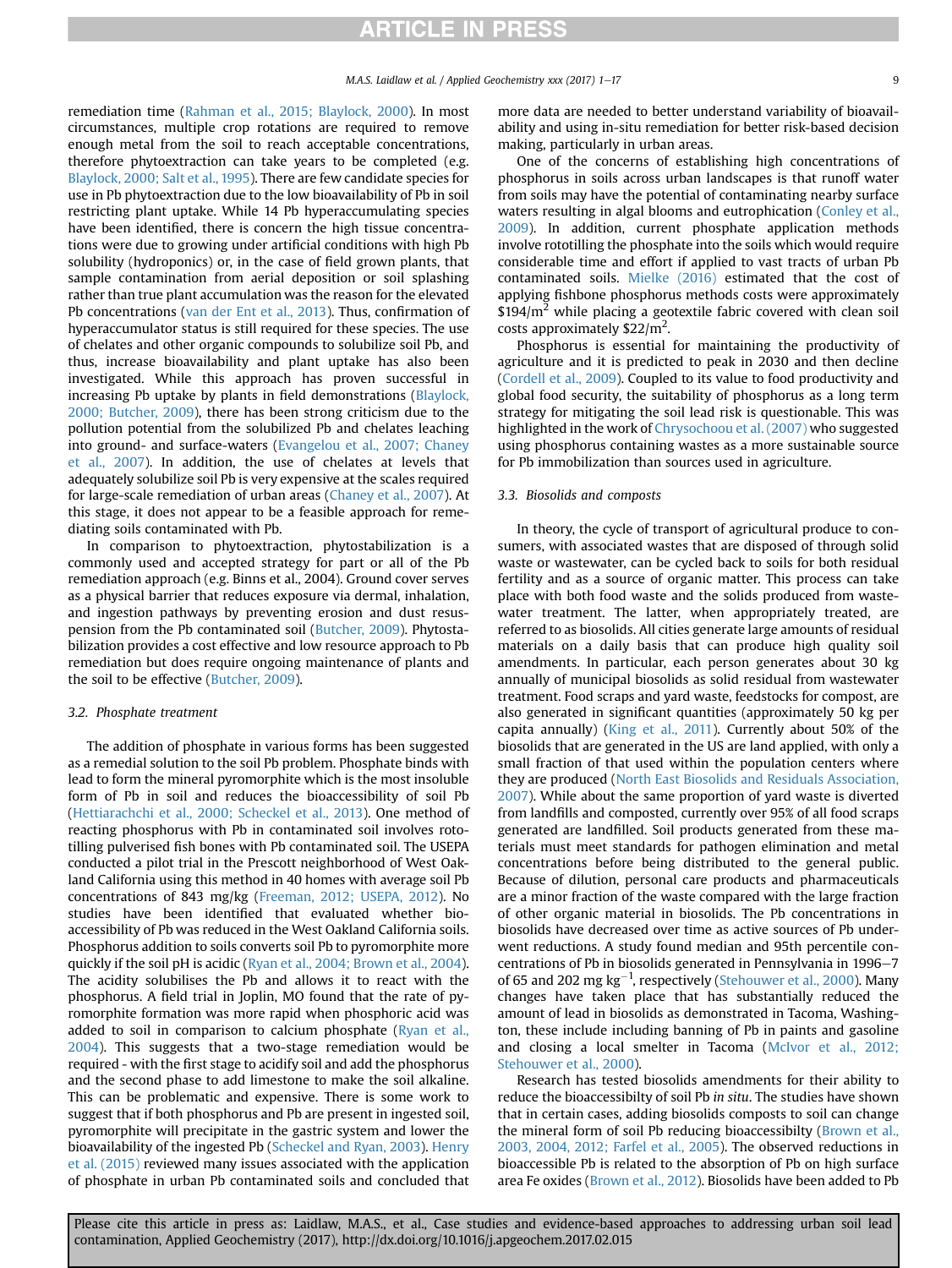remediation time (Rahman et al., 2015; Blaylock, 2000). In most circumstances, multiple crop rotations are required to remove enough metal from the soil to reach acceptable concentrations, therefore phytoextraction can take years to be completed (e.g. Blaylock, 2000; Salt et al., 1995). There are few candidate species for use in Pb phytoextraction due to the low bioavailability of Pb in soil restricting plant uptake. While 14 Pb hyperaccumulating species have been identified, there is concern the high tissue concentrations were due to growing under artificial conditions with high Pb solubility (hydroponics) or, in the case of field grown plants, that sample contamination from aerial deposition or soil splashing rather than true plant accumulation was the reason for the elevated Pb concentrations (van der Ent et al., 2013). Thus, confirmation of hyperaccumulator status is still required for these species. The use of chelates and other organic compounds to solubilize soil Pb, and thus, increase bioavailability and plant uptake has also been investigated. While this approach has proven successful in increasing Pb uptake by plants in field demonstrations (Blaylock, 2000; Butcher, 2009), there has been strong criticism due to the pollution potential from the solubilized Pb and chelates leaching into ground- and surface-waters (Evangelou et al., 2007; Chaney et al., 2007). In addition, the use of chelates at levels that adequately solubilize soil Pb is very expensive at the scales required for large-scale remediation of urban areas (Chaney et al., 2007). At this stage, it does not appear to be a feasible approach for remediating soils contaminated with Pb.

In comparison to phytoextraction, phytostabilization is a commonly used and accepted strategy for part or all of the Pb remediation approach (e.g. Binns et al., 2004). Ground cover serves as a physical barrier that reduces exposure via dermal, inhalation, and ingestion pathways by preventing erosion and dust resuspension from the Pb contaminated soil (Butcher, 2009). Phytostabilization provides a cost effective and low resource approach to Pb remediation but does require ongoing maintenance of plants and the soil to be effective (Butcher, 2009).

### 3.2. Phosphate treatment

The addition of phosphate in various forms has been suggested as a remedial solution to the soil Pb problem. Phosphate binds with lead to form the mineral pyromorphite which is the most insoluble form of Pb in soil and reduces the bioaccessibility of soil Pb (Hettiarachchi et al., 2000; Scheckel et al., 2013). One method of reacting phosphorus with Pb in contaminated soil involves rototilling pulverised fish bones with Pb contaminated soil. The USEPA conducted a pilot trial in the Prescott neighborhood of West Oakland California using this method in 40 homes with average soil Pb concentrations of 843 mg/kg (Freeman, 2012; USEPA, 2012). No studies have been identified that evaluated whether bioaccessibility of Pb was reduced in the West Oakland California soils. Phosphorus addition to soils converts soil Pb to pyromorphite more quickly if the soil pH is acidic (Ryan et al., 2004; Brown et al., 2004). The acidity solubilises the Pb and allows it to react with the phosphorus. A field trial in Joplin, MO found that the rate of pyromorphite formation was more rapid when phosphoric acid was added to soil in comparison to calcium phosphate (Ryan et al., 2004). This suggests that a two-stage remediation would be required - with the first stage to acidify soil and add the phosphorus and the second phase to add limestone to make the soil alkaline. This can be problematic and expensive. There is some work to suggest that if both phosphorus and Pb are present in ingested soil, pyromorphite will precipitate in the gastric system and lower the bioavailability of the ingested Pb (Scheckel and Ryan, 2003). Henry et al. (2015) reviewed many issues associated with the application of phosphate in urban Pb contaminated soils and concluded that more data are needed to better understand variability of bioavailability and using in-situ remediation for better risk-based decision making, particularly in urban areas.

One of the concerns of establishing high concentrations of phosphorus in soils across urban landscapes is that runoff water from soils may have the potential of contaminating nearby surface waters resulting in algal blooms and eutrophication (Conley et al., 2009). In addition, current phosphate application methods involve rototilling the phosphate into the soils which would require considerable time and effort if applied to vast tracts of urban Pb contaminated soils. Mielke (2016) estimated that the cost of applying fishbone phosphorus methods costs were approximately $194/m^2$ while placing a geotextile fabric covered with clean soil costs approximately $22/m^2$.

Phosphorus is essential for maintaining the productivity of agriculture and it is predicted to peak in 2030 and then decline (Cordell et al., 2009). Coupled to its value to food productivity and global food security, the suitability of phosphorus as a long term strategy for mitigating the soil lead risk is questionable. This was highlighted in the work of Chrysochoou et al. (2007) who suggested using phosphorus containing wastes as a more sustainable source for Pb immobilization than sources used in agriculture.

### 3.3. Biosolids and composts

In theory, the cycle of transport of agricultural produce to consumers, with associated wastes that are disposed of through solid waste or wastewater, can be cycled back to soils for both residual fertility and as a source of organic matter. This process can take place with both food waste and the solids produced from wastewater treatment. The latter, when appropriately treated, are referred to as biosolids. All cities generate large amounts of residual materials on a daily basis that can produce high quality soil amendments. In particular, each person generates about 30 kg annually of municipal biosolids as solid residual from wastewater treatment. Food scraps and yard waste, feedstocks for compost, are also generated in significant quantities (approximately 50 kg per capita annually) (King et al., 2011). Currently about 50% of the biosolids that are generated in the US are land applied, with only a small fraction of that used within the population centers where they are produced (North East Biosolids and Residuals Association, 2007). While about the same proportion of yard waste is diverted from landfills and composted, currently over 95% of all food scraps generated are landfilled. Soil products generated from these materials must meet standards for pathogen elimination and metal concentrations before being distributed to the general public. Because of dilution, personal care products and pharmaceuticals are a minor fraction of the waste compared with the large fraction of other organic material in biosolids. The Pb concentrations in biosolids have decreased over time as active sources of Pb underwent reductions. A study found median and 95th percentile concentrations of Pb in biosolids generated in Pennsylvania in 1996–7 of 65 and 202 mg $kg^{-1}$, respectively (Stehouwer et al., 2000). Many changes have taken place that have substantially reduced the amount of lead in biosolids as demonstrated in Tacoma, Washington, these include including banning of Pb in paints and gasoline and closing a local smelter in Tacoma (McIvor et al., 2012; Stehouwer et al., 2000).

Research has tested biosolids amendments for their ability to reduce the bioaccessibility of soil Pb *in situ*. The studies have shown that in certain cases, adding biosolids composts to soil can change the mineral form of soil Pb reducing bioaccessibilty (Brown et al., 2003, 2004, 2012; Farfel et al., 2005). The observed reductions in bioaccessible Pb is related to the absorption of Pb on high surface area Fe oxides (Brown et al., 2012). Biosolids have been added to Pb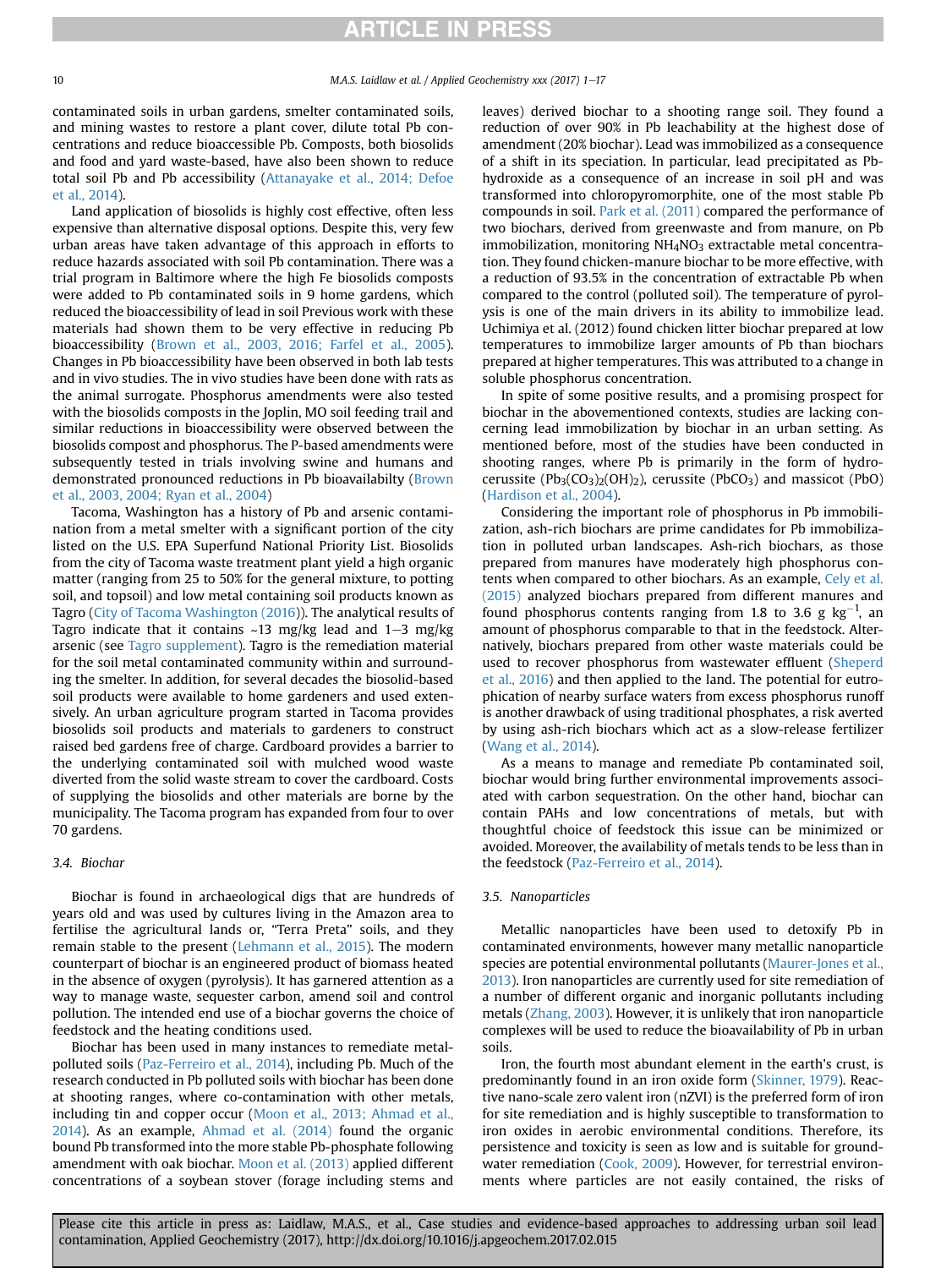contaminated soils in urban gardens, smelter contaminated soils, and mining wastes to restore a plant cover, dilute total Pb concentrations and reduce bioaccessible Pb. Composts, both biosolids and food and yard waste-based, have also been shown to reduce total soil Pb and Pb accessibility (Attanayake et al., 2014; Defoe et al., 2014).

Land application of biosolids is highly cost effective, often less expensive than alternative disposal options. Despite this, very few urban areas have taken advantage of this approach in efforts to reduce hazards associated with soil Pb contamination. There was a trial program in Baltimore where the high Fe biosolids composts were added to Pb contaminated soils in 9 home gardens, which reduced the bioaccessibility of lead in its Previous work with these materials had shown them to be very effective in reducing Pb bioaccessibility (Brown et al., 2003, 2016; Farfel et al., 2005). Changes in Pb bioaccessibility have been observed in both lab tests and in vivo studies. The in vivo studies have been done with rats as the animal surrogate. Phosphorus amendments were also tested with the biosolids composts in the Joplin, MO soil feeding trail and similar reductions in bioaccessibility were observed between the biosolids compost and phosphorus. The P-based amendments were subsequently tested in trials involving swine and humans and demonstrated pronounced reductions in Pb bioavailabilty (Brown et al., 2003, 2004; Ryan et al., 2004)

Tacoma, Washington has a history of Pb and arsenic contamination from a metal smelter with a significant portion of the city listed on the U.S. EPA Superfund National Priority List. Biosolids from the city of Tacoma waste treatment plant yield a high organic matter (ranging from 25 to 50% for the general mixture, to potting soil, and topsoil) and low metal containing soil products known as Tagro (City of Tacoma Washington (2016)). The analytical results of Tagro indicate that it contains ~13 mg/kg lead and 1–3 mg/kg arsenic (see Tagro supplement). Tagro is the remediation material for the soil metal contaminated community within and surrounding the smelter. In addition, for several decades the biosolid-based soil products were available to home gardeners and used extensively. An urban agriculture program started in Tacoma provides biosolids soil products and materials to gardeners to construct raised bed gardens free of charge. Cardboard provides a barrier to the underlying contaminated soil with mulched wood waste diverted from the solid waste stream to cover the cardboard. Costs of supplying the biosolids and other materials are borne by the municipality. The Tacoma program has expanded from four to over 70 gardens.

### 3.4. Biochar

Biochar is found in archaeological digs that are hundreds of years old and was used by cultures living in the Amazon area to fertilise the agricultural lands or, "Terra Preta" soils, and they remain stable to the present (Lehmann et al., 2015). The modern counterpart of biochar is an engineered product of biomass heated in the absence of oxygen (pyrolysis). It has garnered attention as a way to manage waste, sequester carbon, amend soil and control pollution. The intended end use of a biochar governs the choice of feedstock and the heating conditions used.

Biochar has been used in many instances to remediate metal-polluted soils (Paz-Ferreiro et al., 2014), including Pb. Much of the research conducted in Pb polluted soils with biochar has been done at shooting ranges, where co-contamination with other metals, including tin and copper occur (Moon et al., 2013; Ahmad et al., 2014). As an example, Ahmad et al. (2014) found the organic bound Pb transformed into the more stable Pb-phosphate following amendment with oak biochar. Moon et al. (2013) applied different concentrations of a soybean stover (forage including stems and leaves) derived biochar to a shooting range soil. They found a reduction of over 90% in Pb leachability at the highest dose of amendment (20% biochar). Lead was immobilized as a consequence of a shift in its speciation. In particular, lead precipitated as Pb-hydroxide as a consequence of an increase in soil pH and was transformed into chloropyromorphite, one of the most stable Pb compounds in soil. Park et al. (2011) compared the performance of two biochars, derived from greenwaste and from manure, on Pb immobilization, monitoring $NH_4NO_3$ extractable metal concentration. They found chicken-manure biochar to be more effective, with a reduction of 93.5% in the concentration of extractable Pb when compared to the control (polluted soil). The temperature of pyrolysis is one of the main drivers in its ability to immobilize lead. Uchimiya et al. (2012) found chicken litter biochar prepared at low temperatures to immobilize larger amounts of Pb than biochars prepared at higher temperatures. This was attributed to a change in soluble phosphorus concentration.

In spite of some positive results, and a promising prospect for biochar in the abovementioned contexts, studies are lacking concerning lead immobilization by biochar in an urban setting. As mentioned before, most of the studies have been conducted in shooting ranges, where Pb is primarily in the form of hydrocerussite ($Pb_3(CO_3)_2(OH)_2$), cerussite ($PbCO_3$) and massicot (PbO) (Hardison et al., 2004).

Considering the important role of phosphorus in Pb immobilization, ash-rich biochars are prime candidates for Pb immobilization in polluted urban landscapes. Ash-rich biochars, as those prepared from manures have moderately high phosphorus contents when compared to other biochars. As an example, Cely et al. (2015) analyzed biochars prepared from different manures and found phosphorus contents ranging from 1.8 to 3.6 g $kg^{-1}$, an amount of phosphorus comparable to that in the feedstock. Alternatively, biochars prepared from other waste materials could be used to recover phosphorus from wastewater effluent (Sheperd et al., 2016) and then applied to the land. The potential for eutrophication of nearby surface waters from excess phosphorus runoff is another drawback of using traditional phosphates, a risk averted by using ash-rich biochars which act as a slow-release fertilizer (Wang et al., 2014).

As a means to manage and remediate Pb contaminated soil, biochar would bring further environmental improvements associated with carbon sequestration. On the other hand, biochar can contain PAHs and low concentrations of metals, but with thoughtful choice of feedstock this issue can be minimized or avoided. Moreover, the availability of metals tends to be less than in the feedstock (Paz-Ferreiro et al., 2014).

### 3.5. Nanoparticles

Metallic nanoparticles have been used to detoxify Pb in contaminated environments, however many metallic nanoparticle species are potential environmental pollutants (Maurer-Jones et al., 2013). Iron nanoparticles are currently used for site remediation of a number of different organic and inorganic pollutants including metals (Zhang, 2003). However, it is unlikely that iron nanoparticle complexes will be used to reduce the bioavailability of Pb in urban soils.

Iron, the fourth most abundant element in the earth's crust, is predominantly found in an iron oxide form (Skinner, 1979). Reactive nano-scale zero valent iron (nZVI) is the preferred form of iron for site remediation and is highly susceptible to transformation to iron oxides in aerobic environmental conditions. Therefore, its persistence and toxicity is seen as low and is suitable for groundwater remediation (Cook, 2009). However, for terrestrial environments where particles are not easily contained, the risks of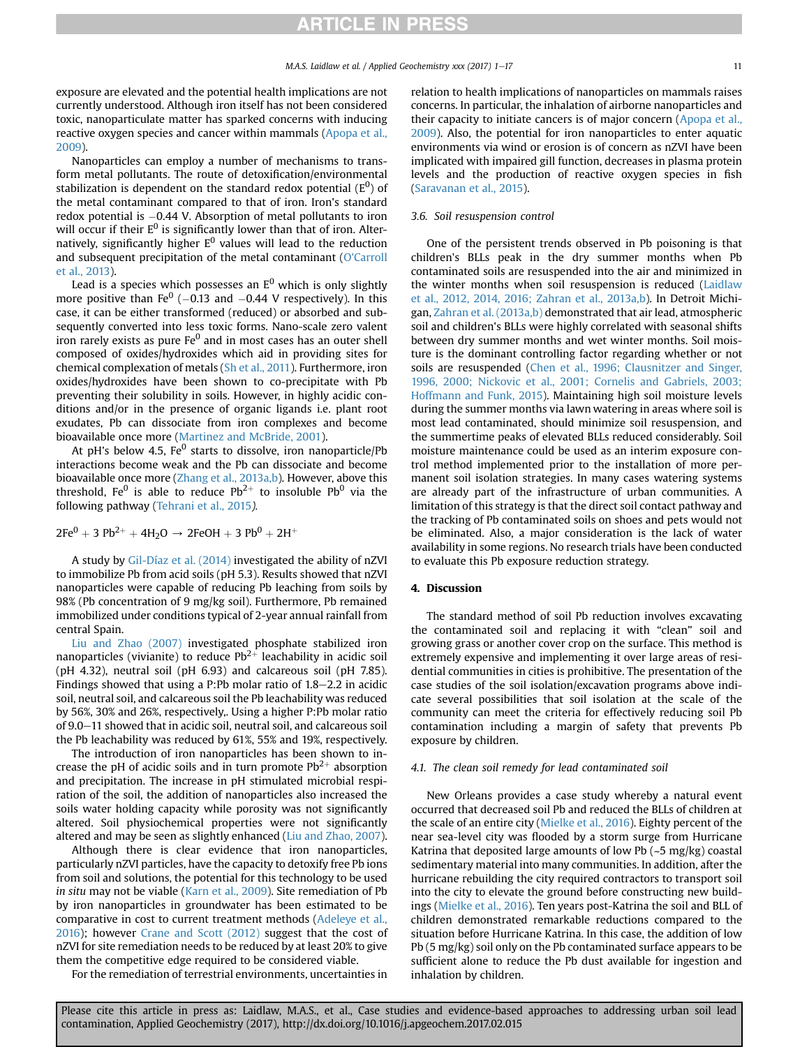exposure are elevated and the potential health implications are not currently understood. Although iron itself has not been considered toxic, nanoparticulate matter has sparked concerns with inducing reactive oxygen species and cancer within mammals (Apopa et al., 2009).

Nanoparticles can employ a number of mechanisms to transform metal pollutants. The route of detoxification/environmental stabilization is dependent on the standard redox potential ($E^0$) of the metal contaminant compared to that of iron. Iron's standard redox potential is −0.44 V. Absorption of metal pollutants to iron will occur if their $E^0$ is significantly lower than that of iron. Alternatively, significantly higher $E^0$ values will lead to the reduction and subsequent precipitation of the metal contaminant (O'Carroll et al., 2013).

Lead is a species which possesses an $E^0$ which is only slightly more positive than $Fe^0$ (−0.13 and −0.44 V respectively). In this case, it can be either transformed (reduced) or absorbed and subsequently converted into less toxic forms. Nano-scale zero valent iron rarely exists as pure $Fe^0$ and in most cases has an outer shell composed of oxides/hydroxides which aid in providing sites for chemical complexation of metals (Sh et al., 2011). Furthermore, iron oxides/hydroxides have been shown to co-precipitate with Pb preventing their solubility in soils. However, in highly acidic conditions and/or in the presence of organic ligands i.e. plant root exudates, Pb can dissociate from iron complexes and become bioavailable once more (Martinez and McBride, 2001).

At pH's below 4.5, $Fe^0$ starts to dissolve, iron nanoparticle/Pb interactions become weak and the Pb can dissociate and become bioavailable once more (Zhang et al., 2013a,b). However, above this threshold, $Fe^0$ is able to reduce $Pb^{2+}$ to insoluble $Pb^0$ via the following pathway (Tehrani et al., 2015).

$$2Fe^0 + 3\,Pb^{2+} + 4H_2O \rightarrow 2FeOH + 3\,Pb^0 + 2H^+$$

A study by Gil-Díaz et al. (2014) investigated the ability of nZVI to immobilize Pb from acid soils (pH 5.3). Results showed that nZVI nanoparticles were capable of reducing Pb leaching from soils by 98% (Pb concentration of 9 mg/kg soil). Furthermore, Pb remained immobilized under conditions typical of 2-year annual rainfall from central Spain.

Liu and Zhao (2007) investigated phosphate stabilized iron nanoparticles (vivianite) to reduce $Pb^{2+}$ leachability in acidic soil (pH 4.32), neutral soil (pH 6.93) and calcareous soil (pH 7.85). Findings showed that using a P:Pb molar ratio of 1.8–2.2 in acidic soil, neutral soil, and calcareous soil the Pb leachability was reduced by 56%, 30% and 26%, respectively,. Using a higher P:Pb molar ratio of 9.0–11 showed that in acidic soil, neutral soil, and calcareous soil the Pb leachability was reduced by 61%, 55% and 19%, respectively.

The introduction of iron nanoparticles has been shown to increase the pH of acidic soils and in turn promote $Pb^{2+}$ absorption and precipitation. The increase in pH stimulated microbial respiration of the soil, the addition of nanoparticles also increased the soils water holding capacity while porosity was not significantly altered. Soil physiochemical properties were not significantly altered and may be seen as slightly enhanced (Liu and Zhao, 2007).

Although there is clear evidence that iron nanoparticles, particularly nZVI particles, have the capacity to detoxify free Pb ions from soil and solutions, the potential for this technology to be used *in situ* may not be viable (Karn et al., 2009). Site remediation of Pb by iron nanoparticles in groundwater has been estimated to be comparative in cost to current treatment methods (Adeleye et al., 2016); however Crane and Scott (2012) suggest that the cost of nZVI for site remediation needs to be reduced by at least 20% to give them the competitive edge required to be considered viable.

For the remediation of terrestrial environments, uncertainties in relation to health implications of nanoparticles on mammals raises concerns. In particular, the inhalation of airborne nanoparticles and their capacity to initiate cancers is of major concern (Apopa et al., 2009). Also, the potential for iron nanoparticles to enter aquatic environments via wind or erosion is of concern as nZVI have been implicated with impaired gill function, decreases in plasma protein levels and the production of reactive oxygen species in fish (Saravanan et al., 2015).

### 3.6. Soil resuspension control

One of the persistent trends observed in Pb poisoning is that children's BLLs peak in the dry summer months when Pb contaminated soils are resuspended into the air and minimized in the winter months when soil resuspension is reduced (Laidlaw et al., 2012, 2014, 2016; Zahran et al., 2013a,b). In Detroit Michigan, Zahran et al. (2013a,b) demonstrated that air lead, atmospheric soil and children's BLLs were highly correlated with seasonal shifts between dry summer months and wet winter months. Soil moisture is the dominant controlling factor regarding whether or not soils are resuspended (Chen et al., 1996; Clausnitzer and Singer, 1996, 2000; Nickovic et al., 2001; Cornelis and Gabriels, 2003; Hoffmann and Funk, 2015). Maintaining high soil moisture levels during the summer months via lawn watering in areas where soil is most lead contaminated, should minimize soil resuspension, and the summertime peaks of elevated BLLs reduced considerably. Soil moisture maintenance could be used as an interim exposure control method implemented prior to the installation of more permanent soil isolation strategies. In many cases watering systems are already part of the infrastructure of urban communities. A limitation of this strategy is that the direct soil contact pathway and the tracking of Pb contaminated soils on shoes and pets would not be eliminated. Also, a major consideration is the lack of water availability in some regions. No research trials have been conducted to evaluate this Pb exposure reduction strategy.

## 4. Discussion

The standard method of soil Pb reduction involves excavating the contaminated soil and replacing it with "clean" soil and growing grass or another cover crop on the surface. This method is extremely expensive and implementing it over large areas of residential communities in cities is prohibitive. The presentation of the case studies of the soil isolation/excavation programs above indicate several possibilities that soil isolation at the scale of the community can meet the criteria for effectively reducing soil Pb contamination including a margin of safety that prevents Pb exposure by children.

### 4.1. The clean soil remedy for lead contaminated soil

New Orleans provides a case study whereby a natural event occurred that decreased soil Pb and reduced the BLLs of children at the scale of an entire city (Mielke et al., 2016). Eighty percent of the near sea-level city was flooded by a storm surge from Hurricane Katrina that deposited large amounts of low Pb (~5 mg/kg) coastal sedimentary material into many communities. In addition, after the hurricane rebuilding the city required contractors to transport soil into the city to elevate the ground before constructing new buildings (Mielke et al., 2016). Ten years post-Katrina the soil and BLL of children demonstrated remarkable reductions compared to the situation before Hurricane Katrina. In this case, the addition of low Pb (5 mg/kg) soil only on the Pb contaminated surface appears to be sufficient alone to reduce the Pb dust available for ingestion and inhalation by children.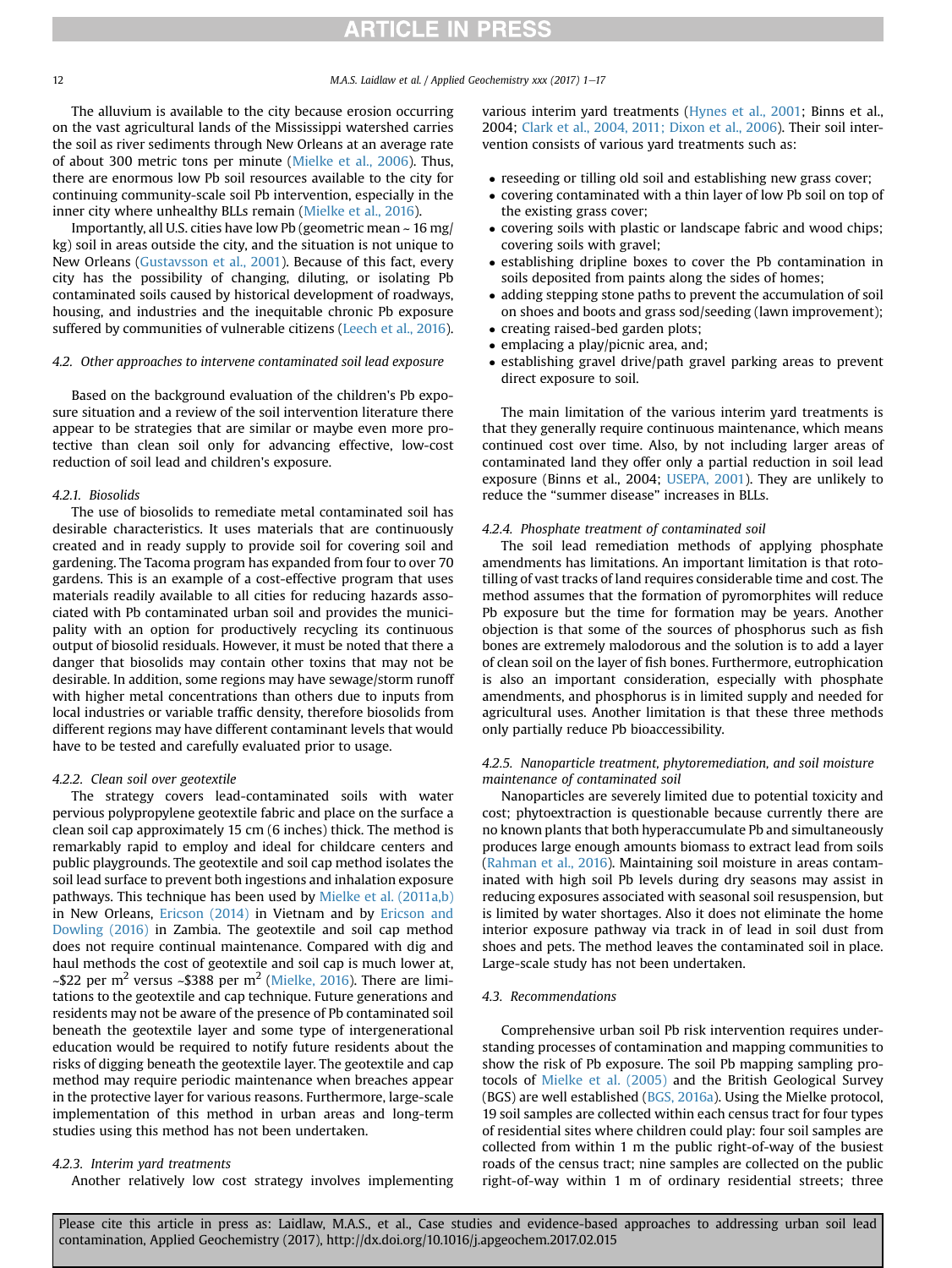The alluvium is available to the city because erosion occurring on the vast agricultural lands of the Mississippi watershed carries the soil as river sediments through New Orleans at an average rate of about 300 metric tons per minute (Mielke et al., 2006). Thus, there are enormous low Pb soil resources available to the city for continuing community-scale soil Pb intervention, especially in the inner city where unhealthy BLLs remain (Mielke et al., 2016).

Importantly, all U.S. cities have low Pb (geometric mean ~ 16 mg/kg) soil in areas outside the city, and the situation is not unique to New Orleans (Gustavsson et al., 2001). Because of this fact, every city has the possibility of changing, diluting, or isolating Pb contaminated soils caused by historical development of roadways, housing, and industries and the inequitable chronic Pb exposure suffered by communities of vulnerable citizens (Leech et al., 2016).

### 4.2. Other approaches to intervene contaminated soil lead exposure

Based on the background evaluation of the children's Pb exposure situation and a review of the soil intervention literature there appear to be strategies that are similar or maybe even more protective than clean soil only for advancing effective, low-cost reduction of soil lead and children's exposure.

#### 4.2.1. Biosolids

The use of biosolids to remediate metal contaminated soil has desirable characteristics. It uses materials that are continuously created and in ready supply to provide soil for covering soil and gardening. The Tacoma program has expanded from four to over 70 gardens. This is an example of a cost-effective program that uses materials readily available to all cities for reducing hazards associated with Pb contaminated urban soil and provides the municipality with an option for productively recycling its continuous output of biosolid residuals. However, it must be noted that there a danger that biosolids may contain other toxins that may not be desirable. In addition, some regions may have sewage/storm runoff with higher metal concentrations than others due to inputs from local industries or variable traffic density, therefore biosolids from different regions may have different contaminant levels that would have to be tested and carefully evaluated prior to usage.

#### 4.2.2. Clean soil over geotextile

The strategy covers lead-contaminated soils with water pervious polypropylene geotextile fabric and place on the surface a clean soil cap approximately 15 cm (6 inches) thick. The method is remarkably rapid to employ and ideal for childcare centers and public playgrounds. The geotextile and soil cap method isolates the soil lead surface to prevent both ingestions and inhalation exposure pathways. This technique has been used by Mielke et al. (2011a,b) in New Orleans, Ericson (2014) in Vietnam and by Ericson and Dowling (2016) in Zambia. The geotextile and soil cap method does not require continual maintenance. Compared with dig and haul methods the cost of geotextile and soil cap is much lower at, ~\$22 per $m^2$ versus ~\$388 per $m^2$ (Mielke, 2016). There are limitations to the geotextile and cap technique. Future generations and residents may not be aware of the presence of Pb contaminated soil beneath the geotextile layer and some type of intergenerational education would be required to notify future residents about the risks of digging beneath the geotextile layer. The geotextile and cap method may require periodic maintenance when breaches appear in the protective layer for various reasons. Furthermore, large-scale implementation of this method in urban areas and long-term studies using this method has not been undertaken.

#### 4.2.3. Interim yard treatments

Another relatively low cost strategy involves implementing various interim yard treatments (Hynes et al., 2001; Binns et al., 2004; Clark et al., 2004, 2011; Dixon et al., 2006). Their soil intervention consists of various yard treatments such as:

- reseeding or tilling old soil and establishing new grass cover;
- covering contaminated with a thin layer of low Pb soil on top of the existing grass cover;
- covering soils with plastic or landscape fabric and wood chips; covering soils with gravel;
- establishing dripline boxes to cover the Pb contamination in soils deposited from paints along the sides of homes;
- adding stepping stone paths to prevent the accumulation of soil on shoes and boots and grass sod/seeding (lawn improvement);
- creating raised-bed garden plots;
- emplacing a play/picnic area, and;
- establishing gravel drive/path gravel parking areas to prevent direct exposure to soil.

The main limitation of the various interim yard treatments is that they generally require continuous maintenance, which means continued cost over time. Also, by not including larger areas of contaminated land they offer only a partial reduction in soil lead exposure (Binns et al., 2004; USEPA, 2001). They are unlikely to reduce the "summer disease" increases in BLLs.

#### 4.2.4. Phosphate treatment of contaminated soil

The soil lead remediation methods of applying phosphate amendments has limitations. An important limitation is that rototilling of vast tracks of land requires considerable time and cost. The method assumes that the formation of pyromorphites will reduce Pb exposure but the time for formation may be years. Another objection is that some of the sources of phosphorus such as fish bones are extremely malodorous and the solution is to add a layer of clean soil on the layer of fish bones. Furthermore, eutrophication is also an important consideration, especially with phosphate amendments, and phosphorus is in limited supply and needed for agricultural uses. Another limitation is that these three methods only partially reduce Pb bioaccessibility.

#### 4.2.5. Nanoparticle treatment, phytoremediation, and soil moisture maintenance of contaminated soil

Nanoparticles are severely limited due to potential toxicity and cost; phytoextraction is questionable because currently there are no known plants that both hyperaccumulate Pb and simultaneously produces large enough amounts biomass to extract lead from soils (Rahman et al., 2016). Maintaining soil moisture in areas contaminated with high soil Pb levels during dry seasons may assist in reducing exposures associated with seasonal soil resuspension, but is limited by water shortages. Also it does not eliminate the home interior exposure pathway via track in of lead in soil dust from shoes and pets. The method leaves the contaminated soil in place. Large-scale study has not been undertaken.

### 4.3. Recommendations

Comprehensive urban soil Pb risk intervention requires understanding processes of contamination and mapping communities to show the risk of Pb exposure. The soil Pb mapping sampling protocols of Mielke et al. (2005) and the British Geological Survey (BGS) are well established (BGS, 2016a). Using the Mielke protocol, 19 soil samples are collected within each census tract for four types of residential sites where children could play: four soil samples are collected from within 1 m the public right-of-way of the busiest roads of the census tract; nine samples are collected on the public right-of-way within 1 m of ordinary residential streets; three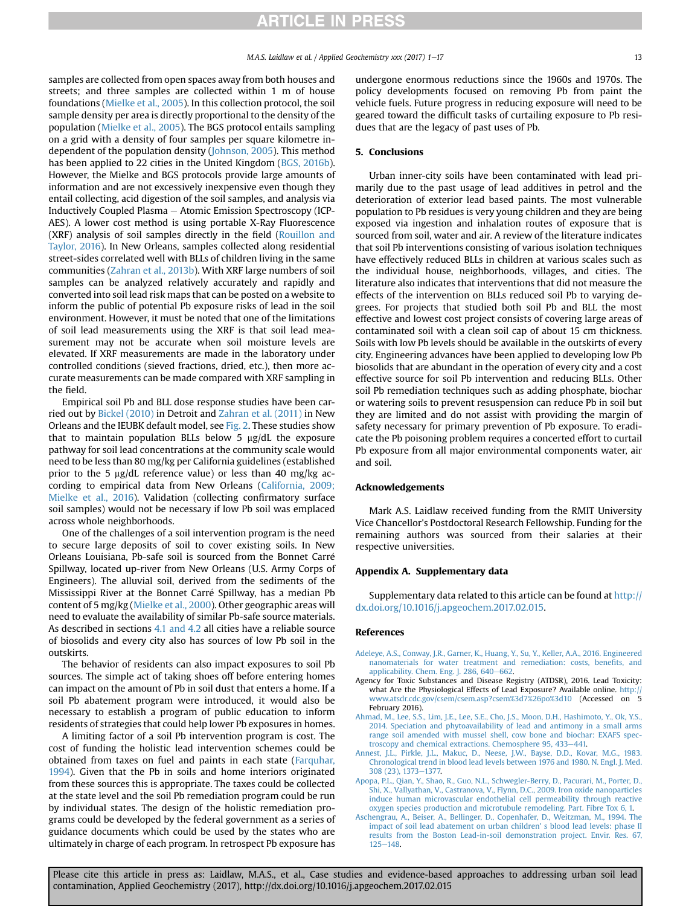samples are collected from open spaces away from both houses and streets; and three samples are collected within 1 m of house foundations (Mielke et al., 2005). In this collection protocol, the soil sample density per area is directly proportional to the density of the population (Mielke et al., 2005). The BGS protocol entails sampling on a grid with a density of four samples per square kilometre independent of the population density (Johnson, 2005). This method has been applied to 22 cities in the United Kingdom (BGS, 2016b). However, the Mielke and BGS protocols provide large amounts of information and are not excessively inexpensive even though they entail collecting, acid digestion of the soil samples, and analysis via Inductively Coupled Plasma – Atomic Emission Spectroscopy (ICP-AES). A lower cost method is using portable X-Ray Fluorescence (XRF) analysis of soil samples directly in the field (Rouillon and Taylor, 2016). In New Orleans, samples collected along residential street-sides correlated well with BLLs of children living in the same communities (Zahran et al., 2013b). With XRF large numbers of soil samples can be analyzed relatively accurately and rapidly and converted into soil lead risk maps that can be posted on a website to inform the public of potential Pb exposure risks of lead in the soil environment. However, it must be noted that one of the limitations of soil lead measurements using the XRF is that soil lead measurement may not be accurate when soil moisture levels are elevated. If XRF measurements are made in the laboratory under controlled conditions (sieved fractions, dried, etc.), then more accurate measurements can be made compared with XRF sampling in the field.

Empirical soil Pb and BLL dose response studies have been carried out by Bickel (2010) in Detroit and Zahran et al. (2011) in New Orleans and the IEUBK default model, see Fig. 2. These studies show that to maintain population BLLs below 5 μg/dL the exposure pathway for soil lead concentrations at the community scale would need to be less than 80 mg/kg per California guidelines (established prior to the 5 μg/dL reference value) or less than 40 mg/kg according to empirical data from New Orleans (California, 2009; Mielke et al., 2016). Validation (collecting confirmatory surface soil samples) would not be necessary if low Pb soil was emplaced across whole neighborhoods.

One of the challenges of a soil intervention program is the need to secure large deposits of soil to cover existing soils. In New Orleans Louisiana, Pb-safe soil is sourced from the Bonnet Carré Spillway, located up-river from New Orleans (U.S. Army Corps of Engineers). The alluvial soil, derived from the sediments of the Mississippi River at the Bonnet Carré Spillway, has a median Pb content of 5 mg/kg (Mielke et al., 2000). Other geographic areas will need to evaluate the availability of similar Pb-safe source materials. As described in sections 4.1 and 4.2 all cities have a reliable source of biosolids and every city also has sources of low Pb soil in the outskirts.

The behavior of residents can also impact exposures to soil Pb sources. The simple act of taking shoes off before entering homes can impact on the amount of Pb in soil dust that enters a home. If a soil Pb abatement program were introduced, it would also be necessary to establish a program of public education to inform residents of strategies that could help lower Pb exposures in homes.

A limiting factor of a soil Pb intervention program is cost. The cost of funding the holistic lead intervention schemes could be obtained from taxes on fuel and paints in each state (Farquhar, 1994). Given that the Pb in soils and home interiors originated from these sources this is appropriate. The taxes could be collected at the state level and the soil Pb remediation program could be run by individual states. The design of the holistic remediation programs could be developed by the federal government as a series of guidance documents which could be used by the states who are ultimately in charge of each program. In retrospect Pb exposure has undergone enormous reductions since the 1960s and 1970s. The policy developments focused on removing Pb from paint the vehicle fuels. Future progress in reducing exposure will need to be geared toward the difficult tasks of curtailing exposure to Pb residues that are the legacy of past uses of Pb.

## 5. Conclusions

Urban inner-city soils have been contaminated with lead primarily due to the past usage of lead additives in petrol and the deterioration of exterior lead based paints. The most vulnerable population to Pb residues is very young children and they are being exposed via ingestion and inhalation routes of exposure that is sourced from soil, water and air. A review of the literature indicates that soil Pb interventions consisting of various isolation techniques have effectively reduced BLLs in children at various scales such as the individual house, neighborhoods, villages, and cities. The literature also indicates that interventions that did not measure the effects of the intervention on BLLs reduced soil Pb to varying degrees. For projects that studied both soil Pb and BLL the most effective and lowest cost project consists of covering large areas of contaminated soil with a clean soil cap of about 15 cm thickness. Soils with low Pb levels should be available in the outskirts of every city. Engineering advances have been applied to developing low Pb biosolids that are abundant in the operation of every city and a cost effective source for soil Pb intervention and reducing BLLs. Other soil Pb remediation techniques such as adding phosphate, biochar or watering soils to prevent resuspension can reduce Pb in soil but they are limited and do not assist with providing the margin of safety necessary for primary prevention of Pb exposure. To eradicate the Pb poisoning problem requires a concerted effort to curtail Pb exposure from all major environmental components water, air and soil.

## Acknowledgements

Mark A.S. Laidlaw received funding from the RMIT University Vice Chancellor's Postdoctoral Research Fellowship. Funding for the remaining authors was sourced from their salaries at their respective universities.

## Appendix A. Supplementary data

Supplementary data related to this article can be found at http://dx.doi.org/10.1016/j.apgeochem.2017.02.015.

## References

Adeleye, A.S., Conway, J.R., Garner, K., Huang, Y., Su, Y., Keller, A.A., 2016. Engineered nanomaterials for water treatment and remediation: costs, benefits, and applicability. Chem. Eng. J. 286, 640–662.

Agency for Toxic Substances and Disease Registry (ATSDR), 2016. Lead Toxicity: what Are the Physiological Effects of Lead Exposure? Available online. http://www.atsdr.cdc.gov/csem/csem.asp?csem%3d7%26po%3d10 (Accessed on 5 February 2016).

Ahmad, M., Lee, S.S., Lim, J.E., Lee, S.E., Cho, J.S., Moon, D.H., Hashimoto, Y., Ok, Y.S., 2014. Speciation and phytoavailability of lead and antimony in a small arms range soil amended with mussel shell, cow bone and biochar: EXAFS spectroscopy and chemical extractions. Chemosphere 95, 433–441.

Annest, J.L., Pirkle, J.L., Makuc, D., Neese, J.W., Bayse, D.D., Kovar, M.G., 1983. Chronological trend in blood lead levels between 1976 and 1980. N. Engl. J. Med. 308 (23), 1373–1377.

Apopa, P.L., Qian, Y., Shao, R., Guo, N.L., Schwegler-Berry, D., Pacurari, M., Porter, D., Shi, X., Vallyathan, V., Castranova, V., Flynn, D.C., 2009. Iron oxide nanoparticles induce human microvascular endothelial cell permeability through reactive oxygen species production and microtubule remodeling. Part. Fibre Tox 6, 1.

Aschengrau, A., Beiser, A., Bellinger, D., Copenhafer, D., Weitzman, M., 1994. The impact of soil lead abatement on urban children' s blood lead levels: phase II results from the Boston Lead-in-soil demonstration project. Envir. Res. 67, 125–148.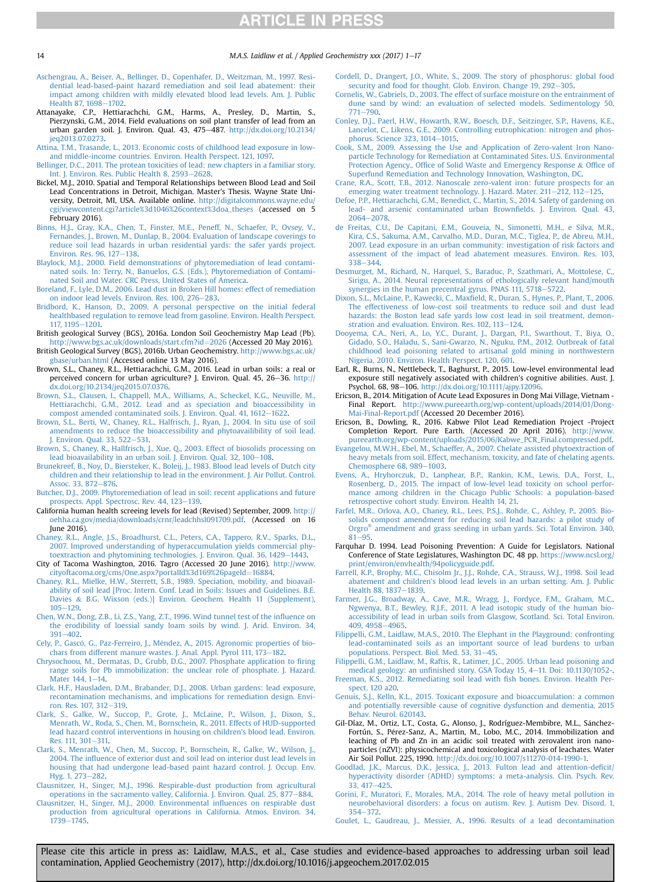Aschengrau, A., Beiser, A., Bellinger, D., Copenhafer, D., Weitzman, M., 1997. Residential lead-based-paint hazard remediation and soil lead abatement: their impact among children with mildly elevated blood lead levels. Am. J. Public Health 87, 1698–1702.

Attanayake, C.P., Hettiarachchi, G.M., Harms, A., Presley, D., Martin, S., Pierzynski, G.M., 2014. Field evaluations on soil plant transfer of lead from an urban garden soil. J. Environ. Qual. 43, 475–487. http://dx.doi.org/10.2134/jeq2013.07.0273.

Attina, T.M., Trasande, L., 2013. Economic costs of childhood lead exposure in low- and middle-income countries. Environ. Health Perspect. 121, 1097.

Bellinger, D.C., 2011. The protean toxicities of lead: new chapters in a familiar story. Int. J. Environ. Res. Public Health 8, 2593–2628.

Bickel, M.J., 2010. Spatial and Temporal Relationships between Blood Lead and Soil Lead Concentrations in Detroit, Michigan. Master's Thesis. Wayne State University, Detroit, MI, USA. Available online. http://digitalcommons.wayne.edu/cgi/viewcontent.cgi?article%3d1046%26context%3doa_theses (accessed on 5 February 2016).

Binns, H.J., Gray, K.A., Chen, T., Finster, M.E., Peneff, N., Schaefer, P., Ovsey, V., Fernandes, J., Brown, M., Dunlap, B., 2004. Evaluation of landscape coverings to reduce soil lead hazards in urban residential yards: the safer yards project. Environ. Res. 96, 127–138.

Blaylock, M.J., 2000. Field demonstrations of phytoremediation of lead contaminated soils. In: Terry, N., Banuelos, G.S. (Eds.), Phytoremediation of Contaminated Soil and Water. CRC Press, United States of America.

Boreland, F., Lyle, D.M., 2006. Lead dust in Broken Hill homes: effect of remediation on indoor lead levels. Environ. Res. 100, 276–283.

Bridbord, K., Hanson, D., 2009. A personal perspective on the initial federal healthbased regulation to remove lead from gasoline. Environ. Health Perspect. 117, 1195–1201.

British geological Survey (BGS), 2016a. London Soil Geochemistry Map Lead (Pb). http://www.bgs.ac.uk/downloads/start.cfm?id=2026 (Accessed 20 May 2016).

British Geological Survey (BGS), 2016b. Urban Geochemistry. http://www.bgs.ac.uk/gbase/urban.html (Accessed online 13 May 2016).

Brown, S.L., Chaney, R.L., Hettiarachchi, G.M., 2016. Lead in urban soils: a real or perceived concern for urban agriculture? J. Environ. Qual. 45, 26–36. http://dx.doi.org/10.2134/jeq2015.07.0376.

Brown, S.L., Clausen, I., Chappell, M.A., Williams, A., Scheckel, K.G., Neuville, M., Hettiarachchi, G.M., 2012. Lead and as speciation and bioaccessibility in compost amended contaminated soils. J. Environ. Qual. 41, 1612–1622.

Brown, S.L., Berti, W., Chaney, R.L., Halfrisch, J., Ryan, J., 2004. In situ use of soil amendments to reduce the bioaccessibility and phytoavailibility of soil lead. J. Environ. Qual. 33, 522–531.

Brown, S., Chaney, R., Hallfrisch, J., Xue, Q., 2003. Effect of biosolids processing on lead bioavailability in an urban soil. J. Environ. Qual. 32, 100–108.

Brunekreef, B., Noy, D., Biersteker, K., Boleij, J., 1983. Blood lead levels of Dutch city children and their relationship to lead in the environment. J. Air Pollut. Control. Assoc. 33, 872–876.

Butcher, D.J., 2009. Phytoremediation of lead in soil: recent applications and future prospects. Appl. Spectrosc. Rev. 44, 123–139.

California human health screeing levels for lead (Revised) September, 2009. http://oehha.ca.gov/media/downloads/crnr/leadchhsl091709.pdf. (Accessed on 16 June 2016).

Chaney, R.L., Angle, J.S., Broadhurst, C.L., Peters, C.A., Tappero, R.V., Sparks, D.L., 2007. Improved understanding of hyperaccumulation yields commercial phytoextraction and phytomining technologies. J. Environ. Qual. 36, 1429–1443.

City of Tacoma Washington, 2016. Tagro (Accessed 20 June 2016). http://www.cityoftacoma.org/cms/One.aspx?portalId%3d169%26pageId=16884.

Chaney, R.L., Mielke, H.W., Sterrett, S.B., 1989. Speciation, mobility, and bioavailability of soil lead [Proc. Intern. Conf. Lead in Soils: Issues and Guidelines. B.E. Davies & B.G. Wixson (eds.)] Environ. Geochem. Health 11 (Supplement), 105–129.

Chen, W.N., Dong, Z.B., Li, Z.S., Yang, Z.T., 1996. Wind tunnel test of the influence on the erodibility of loessial sandy loam soils by wind. J. Arid. Environ. 34, 391–402.

Cely, P., Gascó, G., Paz-Ferreiro, J., Méndez, A., 2015. Agronomic properties of biochars from different manure wastes. J. Anal. Appl. Pyrol 111, 173–182.

Chrysochoou, M., Dermatas, D., Grubb, D.G., 2007. Phosphate application to firing range soils for Pb immobilization: the unclear role of phosphate. J. Hazard. Mater 144, 1–14.

Clark, H.F., Hausladen, D.M., Brabander, D.J., 2008. Urban gardens: lead exposure, recontamination mechanisms, and implications for remediation design. Environ. Res. 107, 312–319.

Clark, S., Galke, W., Succop, P., Grote, J., McLaine, P., Wilson, J., Dixon, S., Menrath, W., Roda, S., Chen, M., Bornschein, R., 2011. Effects of HUD-supported lead hazard control interventions in housing on children's blood lead. Environ. Res. 111, 301–311.

Clark, S., Menrath, W., Chen, M., Succop, P., Bornschein, R., Galke, W., Wilson, J., 2004. The influence of exterior dust and soil lead on interior dust lead levels in housing that had undergone lead-based paint hazard control. J. Occup. Env. Hyg. 1, 273–282.

Clausnitzer, H., Singer, M.J., 1996. Respirable-dust production from agricultural operations in the sacramento valley, California. J. Environ. Qual. 25, 877–884.

Clausnitzer, H., Singer, M.J., 2000. Environmental influences on respirable dust production from agricultural operations in California. Atmos. Environ. 34, 1739–1745.

Cordell, D., Drangert, J.O., White, S., 2009. The story of phosphorus: global food security and food for thought. Glob. Environ. Change 19, 292–305.

Cornelis, W., Gabriels, D., 2003. The effect of surface moisture on the entrainment of dune sand by wind: an evaluation of selected models. Sedimentology 50, 771–790.

Conley, D.J., Paerl, H.W., Howarth, R.W., Boesch, D.F., Seitzinger, S.P., Havens, K.E., Lancelot, C., Likens, G.E., 2009. Controlling eutrophication: nitrogen and phosphorus. Science 323, 1014–1015.

Cook, S.M., 2009. Assessing the Use and Application of Zero-valent Iron Nanoparticle Technology for Remediation at Contaminated Sites. U.S. Environmental Protection Agency., Office of Solid Waste and Emergency Response & Office of Superfund Remediation and Technology Innovation, Washington, DC.

Crane, R.A., Scott, T.B., 2012. Nanoscale zero-valent iron: future prospects for an emerging water treatment technology. J. Hazard. Mater. 211–212, 112–125.

Defoe, P.P., Hettiarachchi, G.M., Benedict, C., Martin, S., 2014. Safety of gardening on lead- and arsenic contaminated urban Brownfields. J. Environ. Qual. 43, 2064–2078.

de Freitas, C.U., De Capitani, E.M., Gouveia, N., Simonetti, M.H., e Silva, M.R., Kira, C.S., Sakuma, A.M., Carvalho, M.D., Duran, M.C., Tiglea, P., de Abreu, M.H., 2007. Lead exposure in an urban community: investigation of risk factors and assessment of the impact of lead abatement measures. Environ. Res. 103, 338–344.

Desmurget, M., Richard, N., Harquel, S., Baraduc, P., Szathmari, A., Mottolese, C., Sirigu, A., 2014. Neural representations of ethologically relevant hand/mouth synergies in the human precentral gyrus. PNAS 111, 5718–5722.

Dixon, S.L., McLaine, P., Kawecki, C., Maxfield, R., Duran, S., Hynes, P., Plant, T., 2006. The effectiveness of low-cost soil treatments to reduce soil and dust lead hazards: the Boston lead safe yards low cost lead in soil treatment, demonstration and evaluation. Environ. Res. 102, 113–124.

Dooyema, C.A., Neri, A., Lo, Y.C., Durant, J., Dargan, P.I., Swarthout, T., Biya, O., Gidado, S.O., Haladu, S., Sani-Gwarzo, N., Nguku, P.M., 2012. Outbreak of fatal childhood lead poisoning related to artisanal gold mining in northwestern Nigeria, 2010. Environ. Health Perspect. 120, 601.

Earl, R., Burns, N., Nettlebeck, T., Baghurst, P., 2015. Low-level environmental lead exposure still negatively associated with children's cognitive abilities. Aust. J. Psychol. 68, 98–106. http://dx.doi.org/10.1111/ajpy.12096.

Ericson, B., 2014. Mitigation of Acute Lead Exposures in Dong Mai Village, Vietnam - Final Report. http://www.pureearth.org/wp-content/uploads/2014/01/Dong-Mai-Final-Report.pdf (Accessed 20 December 2016).

Ericson, B., Dowling, R., 2016. Kabwe Pilot Lead Remediation Project -Project Completion Report. Pure Earth. (Accessed 20 April 2016). http://www.pureearth.org/wp-content/uploads/2015/06/Kabwe_PCR_Final.compressed.pdf.

Evangelou, M.W.H., Ebel, M., Schaeffer, A., 2007. Chelate assisted phytoextraction of heavy metals from soil. Effect, mechanism, toxicity, and fate of chelating agents. Chemosphere 68, 989–1003.

Evens, A., Hryhorczuk, D., Lanphear, B.P., Rankin, K.M., Lewis, D.A., Forst, L., Rosenberg, D., 2015. The impact of low-level lead toxicity on school performance among children in the Chicago Public Schools: a population-based retrospective cohort study. Environ. Health 14, 21.

Farfel, M.R., Orlova, A.O., Chaney, R.L., Lees, P.S.J., Rohde, C., Ashley, P., 2005. Biosolids compost amendment for reducing soil lead hazards: a pilot study of Orgro® amendment and grass seeding in urban yards. Sci. Total Environ. 340, 81–95.

Farquhar D. 1994. Lead Poisoning Prevention: A Guide for Legislators. National Conference of State Legislatures, Washington DC. 48 pp. https://www.ncsl.org/print/environ/envhealth/94policyguide.pdf.

Farrell, K.P., Brophy, M.C., Chisolm Jr., J.J., Rohde, C.A., Strauss, W.J., 1998. Soil lead abatement and children's blood lead levels in an urban setting. Am. J. Public Health 88, 1837–1839.

Farmer, J.G., Broadway, A., Cave, M.R., Wragg, J., Fordyce, F.M., Graham, M.C., Ngwenya, B.T., Bewley, R.J.F., 2011. A lead isotopic study of the human bioaccessibility of lead in urban soils from Glasgow, Scotland. Sci. Total Environ. 409, 4958–4965.

Filippelli, G.M., Laidlaw, M.A.S., 2010. The Elephant in the Playground: confronting lead-contaminated soils as an important source of lead burdens to urban populations. Perspect. Biol. Med. 53, 31–45.

Filippelli, G.M., Laidlaw, M., Raftis, R., Latimer, J.C., 2005. Urban lead poisoning and medical geology: an unfinished story. GSA Today 15, 4–11. Doi: 10.1130/1052-.

Freeman, K.S., 2012. Remediating soil lead with fish bones. Environ. Health Perspect. 120 a20.

Genuis, S.J., Kelln, K.L., 2015. Toxicant exposure and bioaccumulation: a common and potentially reversible cause of cognitive dysfunction and dementia, 2015 Behav. Neurol. 620143.

Gil-Díaz, M., Ortiz, L.T., Costa, G., Alonso, J., Rodríguez-Membibre, M.L., Sánchez-Fortún, S., Pérez-Sanz, A., Martin, M., Lobo, M.C., 2014. Immobilization and leaching of Pb and Zn in an acidic soil treated with zerovalent iron nanoparticles (nZVI): physicochemical and toxicological analysis of leachates. Water Air Soil Pollut. 225, 1990. http://dx.doi.org/10.1007/s11270-014-1990-1.

Goodlad, J.K., Marcus, D.K., Jessica, J., 2013. Fulton lead and attention-deficit/hyperactivity disorder (ADHD) symptoms: a meta-analysis. Clin. Psych. Rev. 33, 417–425.

Gorini, F., Muratori, F., Morales, M.A., 2014. The role of heavy metal pollution in neurobehavioral disorders: a focus on autism. Rev. J. Autism Dev. Disord. 1, 354–372.

Goulet, L., Gaudreau, J., Messier, A., 1996. Results of a lead decontamination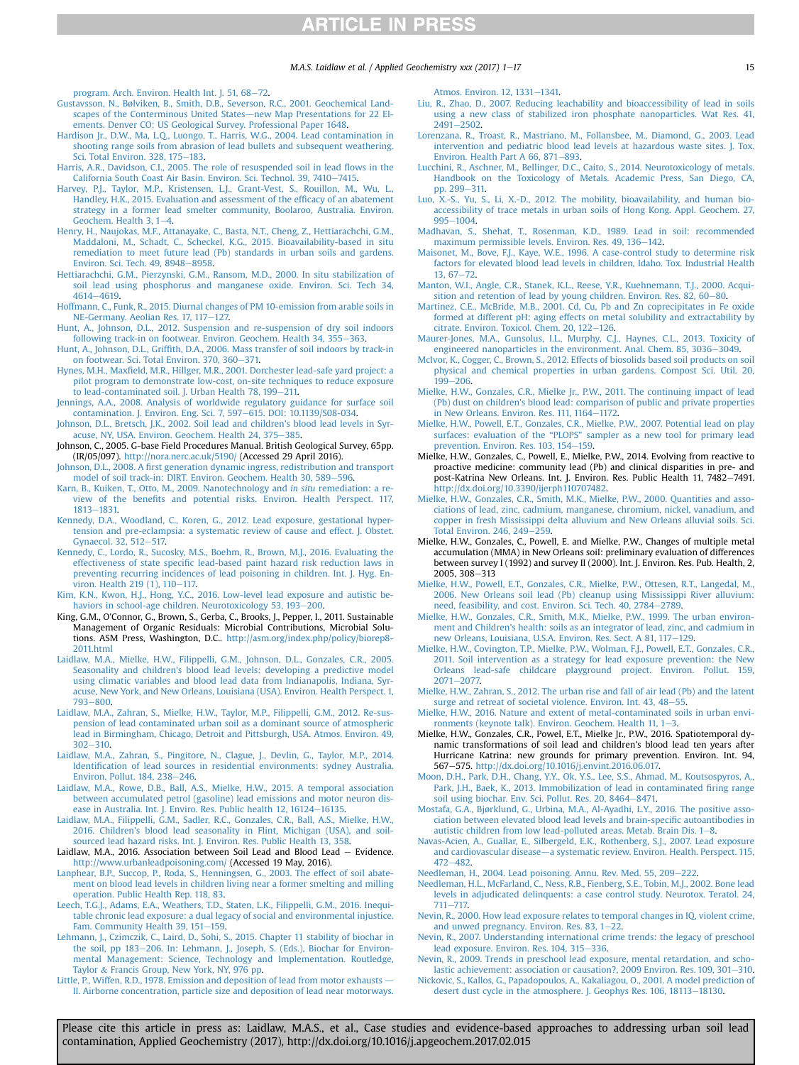program. Arch. Environ. Health Int. J. 51, 68–72.

Gustavsson, N., Bølviken, B., Smith, D.B., Severson, R.C., 2001. Geochemical Landscapes of the Conterminous United States—new Map Presentations for 22 Elements. Denver CO: US Geological Survey. Professional Paper 1648.

Hardison Jr., D.W., Ma, L.Q., Luongo, T., Harris, W.G., 2004. Lead contamination in shooting range soils from abrasion of lead bullets and subsequent weathering. Sci. Total Environ. 328, 175–183.

Harris, A.R., Davidson, C.I., 2005. The role of resuspended soil in lead flows in the California South Coast Air Basin. Environ. Sci. Technol. 39, 7410–7415.

Harvey, P.J., Taylor, M.P., Kristensen, L.J., Grant-Vest, S., Rouillon, M., Wu, L., Handley, H.K., 2015. Evaluation and assessment of the efficacy of an abatement strategy in a former lead smelter community, Boolaroo, Australia. Environ. Geochem. Health 3, 1–4.

Henry, H., Naujokas, M.F., Attanayake, C., Basta, N.T., Cheng, Z., Hettiarachchi, G.M., Maddaloni, M., Schadt, C., Scheckel, K.G., 2015. Bioavailability-based in situ remediation to meet future lead (Pb) standards in urban soils and gardens. Environ. Sci. Tech. 49, 8948–8958.

Hettiarachchi, G.M., Pierzynski, G.M., Ransom, M.D., 2000. In situ stabilization of soil lead using phosphorus and manganese oxide. Environ. Sci. Tech 34, 4614–4619.

Hoffmann, C., Funk, R., 2015. Diurnal changes of PM 10-emission from arable soils in NE-Germany. Aeolian Res. 17, 117–127.

Hunt, A., Johnson, D.L., 2012. Suspension and re-suspension of dry soil indoors following track-in on footwear. Environ. Geochem. Health 34, 355–363.

Hunt, A., Johnson, D.L., Griffith, D.A., 2006. Mass transfer of soil indoors by track-in on footwear. Sci. Total Environ. 370, 360–371.

Hynes, M.H., Maxfield, M.R., Hillger, M.R., 2001. Dorchester lead-safe yard project: a pilot program to demonstrate low-cost, on-site techniques to reduce exposure to lead-contaminated soil. J. Urban Health 78, 199–211.

Jennings, A.A., 2008. Analysis of worldwide regulatory guidance for surface soil contamination. J. Environ. Eng. Sci. 7, 597–615. DOI: 10.1139/S08-034.

Johnson, D.L., Bretsch, J.K., 2002. Soil lead and children's blood lead levels in Syracuse, NY, USA. Environ. Geochem. Health 24, 375–385.

Johnson, C., 2005. G-base Field Procedures Manual. British Geological Survey, 65pp. (IR/05/097). http://nora.nerc.ac.uk/5190/ (Accessed 29 April 2016).

Johnson, D.L., 2008. A first generation dynamic ingress, redistribution and transport model of soil track-in: DIRT. Environ. Geochem. Health 30, 589–596.

Karn, B., Kuiken, T., Otto, M., 2009. Nanotechnology and *in situ* remediation: a review of the benefits and potential risks. Environ. Health Perspect. 117, 1813–1831.

Kennedy, D.A., Woodland, C., Koren, G., 2012. Lead exposure, gestational hypertension and pre-eclampsia: a systematic review of cause and effect. J. Obstet. Gynaecol. 32, 512–517.

Kennedy, C., Lordo, R., Sucosky, M.S., Boehm, R., Brown, M.J., 2016. Evaluating the effectiveness of state specific lead-based paint hazard risk reduction laws in preventing recurring incidences of lead poisoning in children. Int. J. Hyg. Environ. Health 219 (1), 110–117.

Kim, K.N., Kwon, H.J., Hong, Y.C., 2016. Low-level lead exposure and autistic behaviors in school-age children. Neurotoxicology 53, 193–200.

King, G.M., O'Connor, G., Brown, S., Gerba, C., Brooks, J., Pepper, I., 2011. Sustainable Management of Organic Residuals: Microbial Contributions, Microbial Solutions. ASM Press, Washington, D.C.. http://asm.org/index.php/policy/biorep8-2011.html

Laidlaw, M.A., Mielke, H.W., Filippelli, G.M., Johnson, D.L., Gonzales, C.R., 2005. Seasonality and children's blood lead levels: developing a predictive model using climatic variables and blood lead data from Indianapolis, Indiana, Syracuse, New York, and New Orleans, Louisiana (USA). Environ. Health Perspect. 1, 793–800.

Laidlaw, M.A., Zahran, S., Mielke, H.W., Taylor, M.P., Filippelli, G.M., 2012. Re-suspension of lead contaminated urban soil as a dominant source of atmospheric lead in Birmingham, Chicago, Detroit and Pittsburgh, USA. Atmos. Environ. 49, 302–310.

Laidlaw, M.A., Zahran, S., Pingitore, N., Clague, J., Devlin, G., Taylor, M.P., 2014. Identification of lead sources in residential environments: sydney Australia. Environ. Pollut. 184, 238–246.

Laidlaw, M.A., Rowe, D.B., Ball, A.S., Mielke, H.W., 2015. A temporal association between accumulated petrol (gasoline) lead emissions and motor neuron disease in Australia. Int. J. Enviro. Res. Public health 12, 16124–16135.

Laidlaw, M.A., Filippelli, G.M., Sadler, R.C., Gonzales, C.R., Ball, A.S., Mielke, H.W., 2016. Children's blood lead seasonality in Flint, Michigan (USA), and soil-sourced lead hazard risks. Int. J. Environ. Res. Public Health 13, 358.

Laidlaw, M.A., 2016. Association between Soil Lead and Blood Lead – Evidence. http://www.urbanleadpoisoning.com/ (Accessed 19 May, 2016).

Lanphear, B.P., Succop, P., Roda, S., Henningsen, G., 2003. The effect of soil abatement on blood lead levels in children living near a former smelting and milling operation. Public Health Rep. 118, 83.

Leech, T.G.J., Adams, E.A., Weathers, T.D., Staten, L.K., Filippelli, G.M., 2016. Inequitable chronic lead exposure: a dual legacy of social and environmental injustice. Fam. Community Health 39, 151–159.

Lehmann, J., Czimczik, C., Laird, D., Sohi, S., 2015. Chapter 11 stability of biochar in the soil, pp 183–206. In: Lehmann, J., Joseph, S. (Eds.), Biochar for Environmental Management: Science, Technology and Implementation. Routledge, Taylor & Francis Group, New York, NY, 976 pp.

Little, P., Wiffen, R.D., 1978. Emission and deposition of lead from motor exhausts — II. Airborne concentration, particle size and deposition of lead near motorways. Atmos. Environ. 12, 1331–1341.

Liu, R., Zhao, D., 2007. Reducing leachability and bioaccessibility of lead in soils using a new class of stabilized iron phosphate nanoparticles. Wat Res. 41, 2491–2502.

Lorenzana, R.M., Troast, R., Mastriano, M., Follansbee, M., Diamond, G., 2003. Lead intervention and pediatric blood lead levels at hazardous waste sites. J. Tox. Environ. Health Part A 66, 871–893.

Lucchini, R., Aschner, M., Bellinger, D.C., Caito, S., 2014. Neurotoxicology of metals. Handbook on the Toxicology of Metals. Academic Press, San Diego, CA, pp. 299–311.

Luo, X.-S., Yu, S., Li, X.-D., 2012. The mobility, bioavailability, and human bioaccessibility of trace metals in urban soils of Hong Kong. Appl. Geochem. 27, 995–1004.

Madhavan, S., Shehat, T., Rosenman, K.D., 1989. Lead in soil: recommended maximum permissible levels. Environ. Res. 49, 136–142.

Maisonet, M., Bove, F.J., Kaye, W.E., 1996. A case-control study to determine risk factors for elevated blood lead levels in children, Idaho. Tox. Industrial Health 13, 67–72.

Manton, W.I., Angle, C.R., Stanek, K.L., Reese, Y.R., Kuehnemann, T.J., 2000. Acquisition and retention of lead by young children. Environ. Res. 82, 60–80.

Martinez, C.E., McBride, M.B., 2001. Cd, Cu, Pb and Zn coprecipitates in Fe oxide formed at different pH: aging effects on metal solubility and extractability by citrate. Environ. Toxicol. Chem. 20, 122–126.

Maurer-Jones, M.A., Gunsolus, I.L., Murphy, C.J., Haynes, C.L., 2013. Toxicity of engineered nanoparticles in the environment. Anal. Chem. 85, 3036–3049.

McIvor, K., Cogger, C., Brown, S., 2012. Effects of biosolids based soil products on soil physical and chemical properties in urban gardens. Compost Sci. Util. 20, 199–206.

Mielke, H.W., Gonzales, C.R., Mielke Jr., P.W., 2011. The continuing impact of lead (Pb) dust on children's blood lead: comparison of public and private properties in New Orleans. Environ. Res. 111, 1164–1172.

Mielke, H.W., Powell, E.T., Gonzales, C.R., Mielke, P.W., 2007. Potential lead on play surfaces: evaluation of the "PLOPS" sampler as a new tool for primary lead prevention. Environ. Res. 103, 154–159.

Mielke, H.W., Gonzales, C., Powell, E., Mielke, P.W., 2014. Evolving from reactive to proactive medicine: community lead (Pb) and clinical disparities in pre- and post-Katrina New Orleans. Int. J. Environ. Res. Public Health 11, 7482–7491. http://dx.doi.org/10.3390/ijerph110707482.

Mielke, H.W., Gonzales, C.R., Smith, M.K., Mielke, P.W., 2000. Quantities and associations of lead, zinc, cadmium, manganese, chromium, nickel, vanadium, and copper in fresh Mississippi delta alluvium and New Orleans alluvial soils. Sci. Total Environ. 246, 249–259.

Mielke, H.W., Gonzales, C., Powell, E. and Mielke, P.W., Changes of multiple metal accumulation (MMA) in New Orleans soil: preliminary evaluation of differences between survey I (1992) and survey II (2000). Int. J. Environ. Res. Pub. Health, 2, 2005, 308–313

Mielke, H.W., Powell, E.T., Gonzales, C.R., Mielke, P.W., Ottesen, R.T., Langedal, M., 2006. New Orleans soil lead (Pb) cleanup using Mississippi River alluvium: need, feasibility, and cost. Environ. Sci. Tech. 40, 2784–2789.

Mielke, H.W., Gonzales, C.R., Smith, M.K., Mielke, P.W., 1999. The urban environment and Children's health: soils as an integrator of lead, zinc, and cadmium in new Orleans, Louisiana, U.S.A. Environ. Res. Sect. A 81, 117–129.

Mielke, H.W., Covington, T.P., Mielke, P.W., Wolman, F.J., Powell, E.T., Gonzales, C.R., 2011. Soil intervention as a strategy for lead exposure prevention: the New Orleans lead-safe childcare playground project. Environ. Pollut. 159, 2071–2077.

Mielke, H.W., Zahran, S., 2012. The urban rise and fall of air lead (Pb) and the latent surge and retreat of societal violence. Environ. Int. 43, 48–55.

Mielke, H.W., 2016. Nature and extent of metal-contaminated soils in urban environments (keynote talk). Environ. Geochem. Health 11, 1–3.

Mielke, H.W., Gonzales, C.R., Powel, E.T., Mielke Jr., P.W., 2016. Spatiotemporal dynamic transformations of soil lead and children's blood lead ten years after Hurricane Katrina: new grounds for primary prevention. Environ. Int. 94, 567–575. http://dx.doi.org/10.1016/j.envint.2016.06.017.

Moon, D.H., Park, D.H., Chang, Y.Y., Ok, Y.S., Lee, S.S., Ahmad, M., Koutsospyros, A., Park, J.H., Baek, K., 2013. Immobilization of lead in contaminated firing range soil using biochar. Env. Sci. Pollut. Res. 20, 8464–8471.

Mostafa, G.A., Bjørklund, G., Urbina, M.A., Al-Ayadhi, L.Y., 2016. The positive association between elevated blood lead levels and brain-specific autoantibodies in autistic children from low lead-polluted areas. Metab. Brain Dis. 1–8.

Navas-Acien, A., Guallar, E., Silbergeld, E.K., Rothenberg, S.J., 2007. Lead exposure and cardiovascular disease—a systematic review. Environ. Health. Perspect. 115, 472–482.

Needleman, H., 2004. Lead poisoning. Annu. Rev. Med. 55, 209–222.

Needleman, H.L., McFarland, C., Ness, R.B., Fienberg, S.E., Tobin, M.J., 2002. Bone lead levels in adjudicated delinquents: a case control study. Neurotox. Teratol. 24, 711–717.

Nevin, R., 2000. How lead exposure relates to temporal changes in IQ, violent crime, and unwed pregnancy. Environ. Res. 83, 1–22.

Nevin, R., 2007. Understanding international crime trends: the legacy of preschool lead exposure. Environ. Res. 104, 315–336.

Nevin, R., 2009. Trends in preschool lead exposure, mental retardation, and scholastic achievement: association or causation?, 2009 Environ. Res. 109, 301–310.

Nickovic, S., Kallos, G., Papadopoulos, A., Kakaliagou, O., 2001. A model prediction of desert dust cycle in the atmosphere. J. Geophys Res. 106, 18113–18130.

Please cite this article in press as: Laidlaw, M.A.S., et al., Case studies and evidence-based approaches to addressing urban soil lead contamination, Applied Geochemistry (2017), http://dx.doi.org/10.1016/j.apgeochem.2017.02.015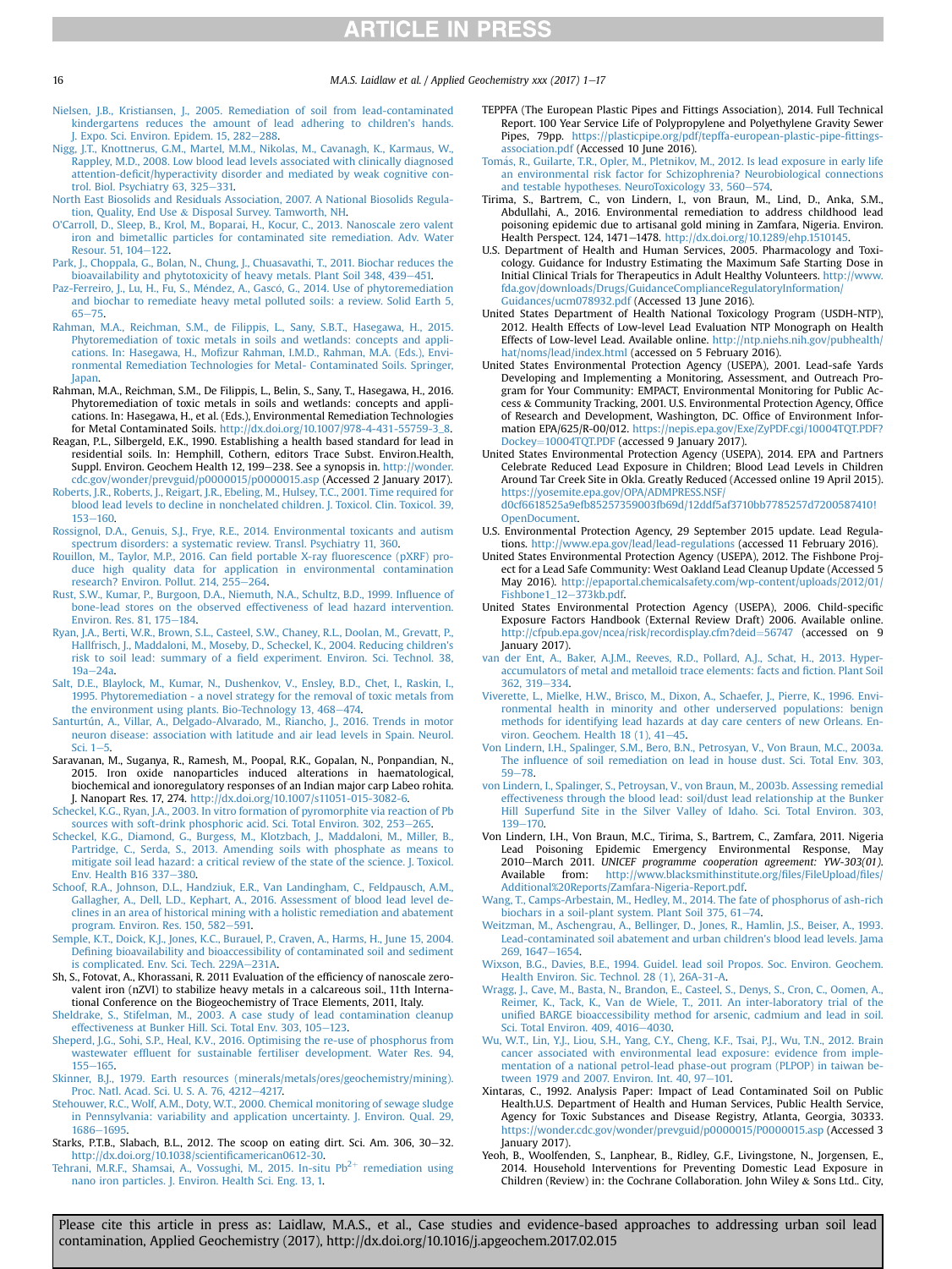Nielsen, J.B., Kristiansen, J., 2005. Remediation of soil from lead-contaminated kindergartens reduces the amount of lead adhering to children's hands. J. Expo. Sci. Environ. Epidem. 15, 282–288.

Nigg, J.T., Knottnerus, G.M., Martel, M.M., Nikolas, M., Cavanagh, K., Karmaus, W., Rappley, M.D., 2008. Low blood lead levels associated with clinically diagnosed attention-deficit/hyperactivity disorder and mediated by weak cognitive control. Biol. Psychiatry 63, 325–331.

North East Biosolids and Residuals Association, 2007. A National Biosolids Regulation, Quality, End Use & Disposal Survey. Tamworth, NH.

O'Carroll, D., Sleep, B., Krol, M., Boparai, H., Kocur, C., 2013. Nanoscale zero valent iron and bimetallic particles for contaminated site remediation. Adv. Water Resour. 51, 104–122.

Park, J., Choppala, G., Bolan, N., Chung, J., Chuasavathi, T., 2011. Biochar reduces the bioavailability and phytotoxicity of heavy metals. Plant Soil 348, 439–451.

Paz-Ferreiro, J., Lu, H., Fu, S., Méndez, A., Gascó, G., 2014. Use of phytoremediation and biochar to remediate heavy metal polluted soils: a review. Solid Earth 5, 65–75.

Rahman, M.A., Reichman, S.M., de Filippis, L., Sany, S.B.T., Hasegawa, H., 2015. Phytoremediation of toxic metals in soils and wetlands: concepts and applications. In: Hasegawa, H., Mofizur Rahman, I.M.D., Rahman, M.A. (Eds.), Environmental Remediation Technologies for Metal- Contaminated Soils. Springer, Japan.

Rahman, M.A., Reichman, S.M., De Filippis, L., Belin, S., Sany, T., Hasegawa, H., 2016. Phytoremediation of toxic metals in soils and wetlands: concepts and applications. In: Hasegawa, H., et al. (Eds.), Environmental Remediation Technologies for Metal Contaminated Soils. http://dx.doi.org/10.1007/978-4-431-55759-3_8.

Reagan, P.L., Silbergeld, E.K., 1990. Establishing a health based standard for lead in residential soils. In: Hemphill, Cothern, editors Trace Subst. Environ.Health, Suppl. Environ. Geochem Health 12, 199–238. See a synopsis in. http://wonder.cdc.gov/wonder/prevguid/p0000015/p0000015.asp (Accessed 2 January 2017).

Roberts, J.R., Roberts, J., Reigart, J.R., Ebeling, M., Hulsey, T.C., 2001. Time required for blood lead levels to decline in nonchelated children. J. Toxicol. Clin. Toxicol. 39, 153–160.

Rossignol, D.A., Genuis, S.J., Frye, R.E., 2014. Environmental toxicants and autism spectrum disorders: a systematic review. Transl. Psychiatry 11, 360.

Rouillon, M., Taylor, M.P., 2016. Can field portable X-ray fluorescence (pXRF) produce high quality data for application in environmental contamination research? Environ. Pollut. 214, 255–264.

Rust, S.W., Kumar, P., Burgoon, D.A., Niemuth, N.A., Schultz, B.D., 1999. Influence of bone-lead stores on the observed effectiveness of lead hazard intervention. Environ. Res. 81, 175–184.

Ryan, J.A., Berti, W.R., Brown, S.L., Casteel, S.W., Chaney, R.L., Doolan, M., Grevatt, P., Hallfrisch, J., Maddaloni, M., Moseby, D., Scheckel, K., 2004. Reducing children's risk to soil lead: summary of a field experiment. Environ. Sci. Technol. 38, 19a–24a.

Salt, D.E., Blaylock, M., Kumar, N., Dushenkov, V., Ensley, B.D., Chet, I., Raskin, I., 1995. Phytoremediation - a novel strategy for the removal of toxic metals from the environment using plants. Bio-Technology 13, 468–474.

Santurtún, A., Villar, A., Delgado-Alvarado, M., Riancho, J., 2016. Trends in motor neuron disease: association with latitude and air lead levels in Spain. Neurol. Sci. 1–5.

Saravanan, M., Suganya, R., Ramesh, M., Poopal, R.K., Gopalan, N., Ponpandian, N., 2015. Iron oxide nanoparticles induced alterations in haematological, biochemical and ionoregulatory responses of an Indian major carp Labeo rohita. J. Nanopart Res. 17, 274. http://dx.doi.org/10.1007/s11051-015-3082-6.

Scheckel, K.G., Ryan, J.A., 2003. In vitro formation of pyromorphite via reaction of Pb sources with soft-drink phosphoric acid. Sci. Total Environ. 302, 253–265.

Scheckel, K.G., Diamond, G., Burgess, M., Klotzbach, J., Maddaloni, M., Miller, B., Partridge, C., Serda, S., 2013. Amending soils with phosphate as means to mitigate soil lead hazard: a critical review of the state of the science. J. Toxicol. Env. Health B16 337–380.

Schoof, R.A., Johnson, D.L., Handziuk, E.R., Van Landingham, C., Feldpausch, A.M., Gallagher, A., Dell, L.D., Kephart, A., 2016. Assessment of blood lead level declines in an area of historical mining with a holistic remediation and abatement program. Environ. Res. 150, 582–591.

Semple, K.T., Doick, K.J., Jones, K.C., Burauel, P., Craven, A., Harms, H., June 15, 2004. Defining bioavailability and bioaccessibility of contaminated soil and sediment is complicated. Env. Sci. Tech. 229A–231A.

Sh, S., Fotovat, A., Khorassani, R. 2011 Evaluation of the efficiency of nanoscale zero-valent iron (nZVI) to stabilize heavy metals in a calcareous soil., 11th International Conference on the Biogeochemistry of Trace Elements, 2011, Italy.

Sheldrake, S., Stifelman, M., 2003. A case study of lead contamination cleanup effectiveness at Bunker Hill. Sci. Total Env. 303, 105–123.

Sheperd, J.G., Sohi, S.P., Heal, K.V., 2016. Optimising the re-use of phosphorus from wastewater effluent for sustainable fertiliser development. Water Res. 94, 155–165.

Skinner, B.J., 1979. Earth resources (minerals/metals/ores/geochemistry/mining). Proc. Natl. Acad. Sci. U. S. A. 76, 4212–4217.

Stehouwer, R.C., Wolf, A.M., Doty, W.T., 2000. Chemical monitoring of sewage sludge in Pennsylvania: variability and application uncertainty. J. Environ. Qual. 29, 1686–1695.

Starks, P.T.B., Slabach, B.L., 2012. The scoop on eating dirt. Sci. Am. 306, 30–32. http://dx.doi.org/10.1038/scientificamerican0612-30.

Tehrani, M.R.F., Shamsai, A., Vossughi, M., 2015. In-situ $Pb^{2+}$ remediation using nano iron particles. J. Environ. Health Sci. Eng. 13, 1.

TEPPFA (The European Plastic Pipes and Fittings Association), 2014. Full Technical Report. 100 Year Service Life of Polypropylene and Polyethylene Gravity Sewer Pipes, 79pp. https://plasticpipe.org/pdf/tepffa-european-plastic-pipe-fittings-association.pdf (Accessed 10 June 2016).

Tomás, R., Guilarte, T.R., Opler, M., Pletnikov, M., 2012. Is lead exposure in early life an environmental risk factor for Schizophrenia? Neurobiological connections and testable hypotheses. NeuroToxicology 33, 560–574.

Tirima, S., Bartrem, C., von Lindern, I., von Braun, M., Lind, D., Anka, S.M., Abdullahi, A., 2016. Environmental remediation to address childhood lead poisoning epidemic due to artisanal gold mining in Zamfara, Nigeria. Environ. Health Perspect. 124, 1471–1478. http://dx.doi.org/10.1289/ehp.1510145.

U.S. Department of Health and Human Services, 2005. Pharmacology and Toxicology. Guidance for Industry Estimating the Maximum Safe Starting Dose in Initial Clinical Trials for Therapeutics in Adult Healthy Volunteers. http://www.fda.gov/downloads/Drugs/GuidanceComplianceRegulatoryInformation/Guidances/ucm078932.pdf (Accessed 13 June 2016).

United States Department of Health National Toxicology Program (USDH-NTP), 2012. Health Effects of Low-level Lead Evaluation NTP Monograph on Health Effects of Low-level Lead. Available online. http://ntp.niehs.nih.gov/pubhealth/hat/noms/lead/index.html (accessed on 5 February 2016).

United States Environmental Protection Agency (USEPA), 2001. Lead-safe Yards Developing and Implementing a Monitoring, Assessment, and Outreach Program for Your Community: EMPACT, Environmental Monitoring for Public Access & Community Tracking, 2001. U.S. Environmental Protection Agency, Office of Research and Development, Washington, DC. Office of Environment Information EPA/625/R-00/012. https://nepis.epa.gov/Exe/ZyPDF.cgi/10004TQT.PDF?Dockey=10004TQT.PDF (accessed 9 January 2017).

United States Environmental Protection Agency (USEPA), 2014. EPA and Partners Celebrate Reduced Lead Exposure in Children; Blood Lead Levels in Children Around Tar Creek Site in Okla. Greatly Reduced (Accessed online 19 April 2015). https://yosemite.epa.gov/OPA/ADMPRESS.NSF/d0cf6618525a9efb85257359003fb69d/12ddf5af3710bb7785257d7200587410!OpenDocument.

U.S. Environmental Protection Agency, 29 September 2015 update. Lead Regulations. http://www.epa.gov/lead/lead-regulations (accessed 11 February 2016).

United States Environmental Protection Agency (USEPA), 2012. The Fishbone Project for a Lead Safe Community: West Oakland Lead Cleanup Update (Accessed 5 May 2016). http://epaportal.chemicalsafety.com/wp-content/uploads/2012/01/Fishbone1_12–373kb.pdf.

United States Environmental Protection Agency (USEPA), 2006. Child-specific Exposure Factors Handbook (External Review Draft) 2006. Available online. http://cfpub.epa.gov/ncea/risk/recordisplay.cfm?deid=56747 (accessed on 9 January 2017).

van der Ent, A., Baker, A.J.M., Reeves, R.D., Pollard, A.J., Schat, H., 2013. Hyperaccumulators of metal and metalloid trace elements: facts and fiction. Plant Soil 362, 319–334.

Viverette, L., Mielke, H.W., Brisco, M., Dixon, A., Schaefer, J., Pierre, K., 1996. Environmental health in minority and other underserved populations: benign methods for identifying lead hazards at day care centers of new Orleans. Environ. Geochem. Health 18 (1), 41–45.

Von Lindern, I.H., Spalinger, S.M., Bero, B.N., Petrosyan, V., Von Braun, M.C., 2003a. The influence of soil remediation on lead in house dust. Sci. Total Env. 303, 59–78.

von Lindern, I., Spalinger, S., Petroysan, V., von Braun, M., 2003b. Assessing remedial effectiveness through the blood lead: soil/dust lead relationship at the Bunker Hill Superfund Site in the Silver Valley of Idaho. Sci. Total Environ. 303, 139–170.

Von Lindern, I.H., Von Braun, M.C., Tirima, S., Bartrem, C., Zamfara, 2011. Nigeria Lead Poisoning Epidemic Emergency Environmental Response, May 2010–March 2011. *UNICEF programme cooperation agreement: YW-303(01)*. Available from: http://www.blacksmithinstitute.org/files/FileUpload/files/Additional%20Reports/Zamfara-Nigeria-Report.pdf.

Wang, T., Camps-Arbestain, M., Hedley, M., 2014. The fate of phosphorus of ash-rich biochars in a soil-plant system. Plant Soil 375, 61–74.

Weitzman, M., Aschengrau, A., Bellinger, D., Jones, R., Hamlin, J.S., Beiser, A., 1993. Lead-contaminated soil abatement and urban children's blood lead levels. Jama 269, 1647–1654.

Wixson, B.G., Davies, B.E., 1994. Guidel. lead soil Propos. Soc. Environ. Geochem. Health Environ. Sic. Technol. 28 (1), 26A-31-A.

Wragg, J., Cave, M., Basta, N., Brandon, E., Casteel, S., Denys, S., Cron, C., Oomen, A., Reimer, K., Tack, K., Van de Wiele, T., 2011. An inter-laboratory trial of the unified BARGE bioaccessibility method for arsenic, cadmium and lead in soil. Sci. Total Environ. 409, 4016–4030.

Wu, W.T., Lin, Y.J., Liou, S.H., Yang, C.Y., Cheng, K.F., Tsai, P.J., Wu, T.N., 2012. Brain cancer associated with environmental lead exposure: evidence from implementation of a national petrol-lead phase-out program (PLPOP) in taiwan between 1979 and 2007. Environ. Int. 40, 97–101.

Xintaras, C., 1992. Analysis Paper: Impact of Lead Contaminated Soil on Public Health.U.S. Department of Health and Human Services, Public Health Service, Agency for Toxic Substances and Disease Registry, Atlanta, Georgia, 30333. https://wonder.cdc.gov/wonder/prevguid/p0000015/P0000015.asp (Accessed 3 January 2017).

Yeoh, B., Woolfenden, S., Lanphear, B., Ridley, G.F., Livingstone, N., Jorgensen, E., 2014. Household Interventions for Preventing Domestic Lead Exposure in Children (Review) in: the Cochrane Collaboration. John Wiley & Sons Ltd.. City,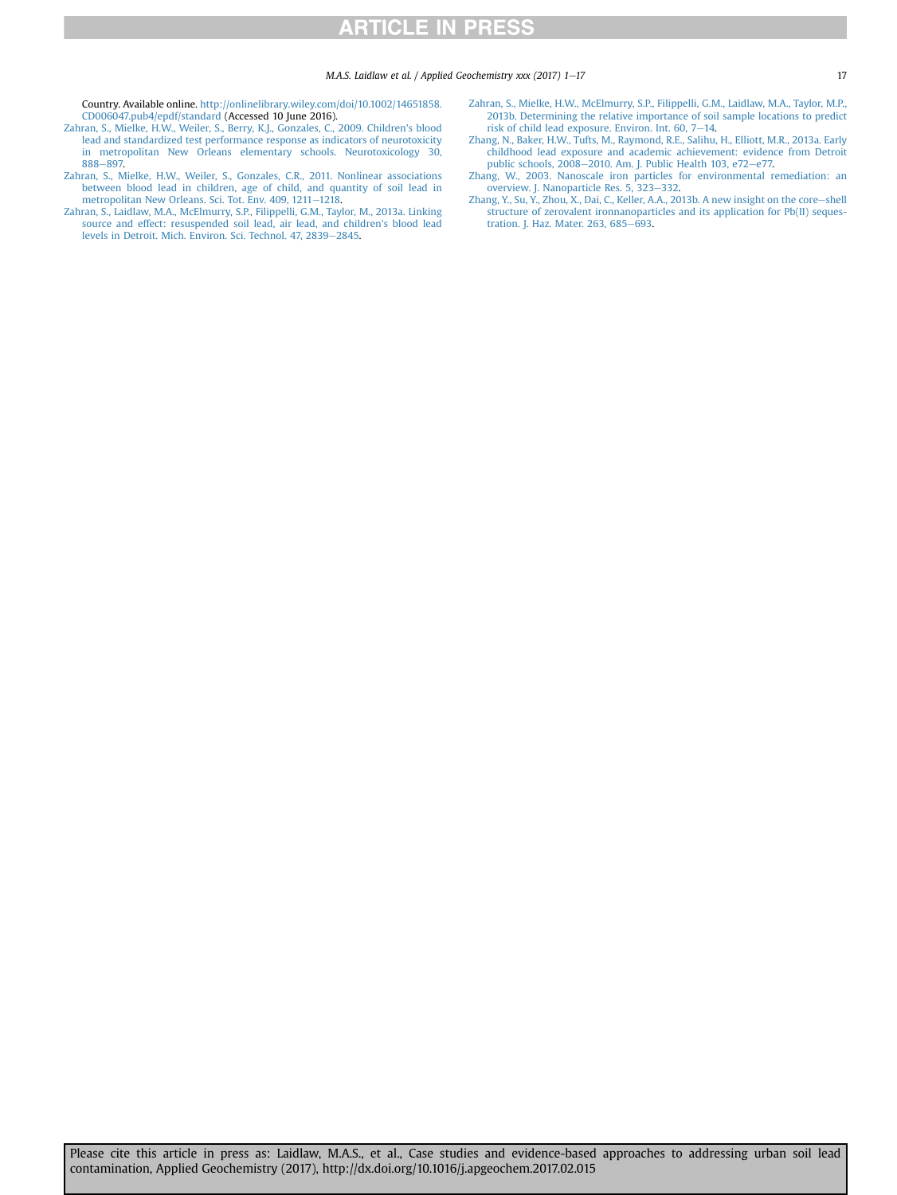Country. Available online. http://onlinelibrary.wiley.com/doi/10.1002/14651858.CD006047.pub4/epdf/standard (Accessed 10 June 2016).

Zahran, S., Mielke, H.W., Weiler, S., Berry, K.J., Gonzales, C., 2009. Children's blood lead and standardized test performance response as indicators of neurotoxicity in metropolitan New Orleans elementary schools. Neurotoxicology 30, 888–897.

Zahran, S., Mielke, H.W., Weiler, S., Gonzales, C.R., 2011. Nonlinear associations between blood lead in children, age of child, and quantity of soil lead in metropolitan New Orleans. Sci. Tot. Env. 409, 1211–1218.

Zahran, S., Laidlaw, M.A., McElmurry, S.P., Filippelli, G.M., Taylor, M., 2013a. Linking source and effect: resuspended soil lead, air lead, and children's blood lead levels in Detroit. Mich. Environ. Sci. Technol. 47, 2839–2845.

Zahran, S., Mielke, H.W., McElmurry, S.P., Filippelli, G.M., Laidlaw, M.A., Taylor, M.P., 2013b. Determining the relative importance of soil sample locations to predict risk of child lead exposure. Environ. Int. 60, 7–14.

Zhang, N., Baker, H.W., Tufts, M., Raymond, R.E., Salihu, H., Elliott, M.R., 2013a. Early childhood lead exposure and academic achievement: evidence from Detroit public schools, 2008–2010. Am. J. Public Health 103, e72–e77.

Zhang, W., 2003. Nanoscale iron particles for environmental remediation: an overview. J. Nanoparticle Res. 5, 323–332.

Zhang, Y., Su, Y., Zhou, X., Dai, C., Keller, A.A., 2013b. A new insight on the core–shell structure of zerovalent ironnanoparticles and its application for Pb(II) sequestration. J. Haz. Mater. 263, 685–693.

Please cite this article in press as: Laidlaw, M.A.S., et al., Case studies and evidence-based approaches to addressing urban soil lead contamination, Applied Geochemistry (2017), http://dx.doi.org/10.1016/j.apgeochem.2017.02.015